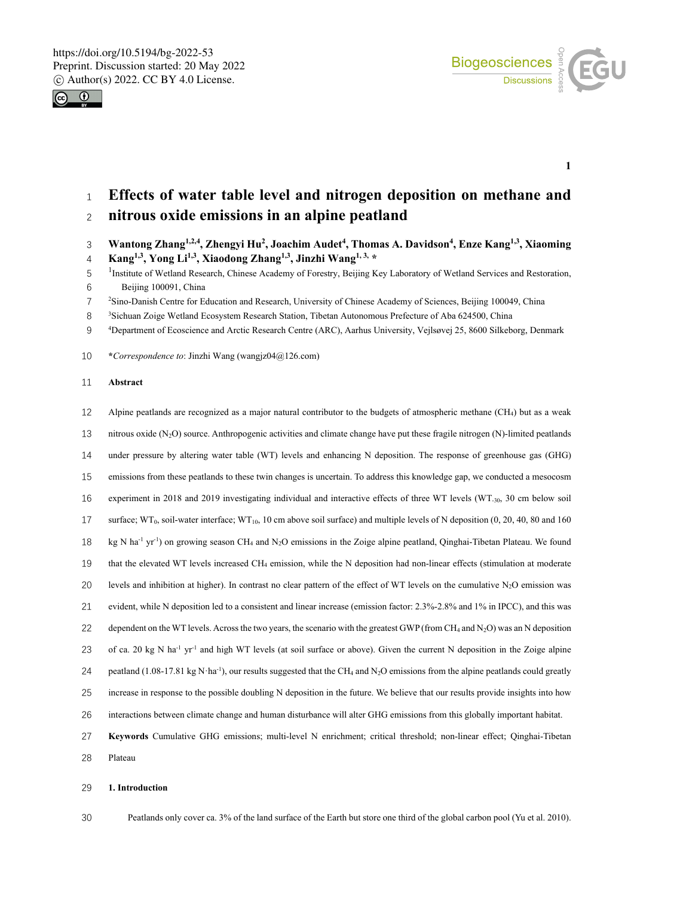# Effects of water table level and nitrogen deposition on methane and nitrous oxide emissions in an alpine peatland

**Wantong Zhang[1,2,4], Zhengyi Hu[2], Joachim Audet[4], Thomas A. Davidson[4], Enze Kang[1,3], Xiaoming Kang[1,3], Yong Li[1,3], Xiaodong Zhang[1,3], Jinzhi Wang[1,3,*]**

[1]Institute of Wetland Research, Chinese Academy of Forestry, Beijing Key Laboratory of Wetland Services and Restoration, Beijing 100091, China

[2]Sino-Danish Centre for Education and Research, University of Chinese Academy of Sciences, Beijing 100049, China

[3]Sichuan Zoige Wetland Ecosystem Research Station, Tibetan Autonomous Prefecture of Aba 624500, China

[4]Department of Ecoscience and Arctic Research Centre (ARC), Aarhus University, Vejlsøvej 25, 8600 Silkeborg, Denmark

**Correspondence to*: Jinzhi Wang (wangjz04@126.com)

**Abstract**

Alpine peatlands are recognized as a major natural contributor to the budgets of atmospheric methane ($CH_4$) but as a weak nitrous oxide ($N_2O$) source. Anthropogenic activities and climate change have put these fragile nitrogen (N)-limited peatlands under pressure by altering water table (WT) levels and enhancing N deposition. The response of greenhouse gas (GHG) emissions from these peatlands to these twin changes is uncertain. To address this knowledge gap, we conducted a mesocosm experiment in 2018 and 2019 investigating individual and interactive effects of three WT levels ($WT_{-30}$, 30 cm below soil surface; $WT_0$, soil-water interface; $WT_{10}$, 10 cm above soil surface) and multiple levels of N deposition (0, 20, 40, 80 and 160 kg N $ha^{-1}$ $yr^{-1}$) on growing season $CH_4$ and $N_2O$ emissions in the Zoige alpine peatland, Qinghai-Tibetan Plateau. We found that the elevated WT levels increased $CH_4$ emission, while the N deposition had non-linear effects (stimulation at moderate levels and inhibition at higher). In contrast no clear pattern of the effect of WT levels on the cumulative $N_2O$ emission was evident, while N deposition led to a consistent and linear increase (emission factor: 2.3%-2.8% and 1% in IPCC), and this was dependent on the WT levels. Across the two years, the scenario with the greatest GWP (from $CH_4$ and $N_2O$) was an N deposition of ca. 20 kg N $ha^{-1}$ $yr^{-1}$ and high WT levels (at soil surface or above). Given the current N deposition in the Zoige alpine peatland (1.08-17.81 kg N·$ha^{-1}$), our results suggested that the $CH_4$ and $N_2O$ emissions from the alpine peatlands could greatly increase in response to the possible doubling N deposition in the future. We believe that our results provide insights into how interactions between climate change and human disturbance will alter GHG emissions from this globally important habitat.

**Keywords** Cumulative GHG emissions; multi-level N enrichment; critical threshold; non-linear effect; Qinghai-Tibetan Plateau

## 1. Introduction

Peatlands only cover ca. 3% of the land surface of the Earth but store one third of the global carbon pool (Yu et al. 2010).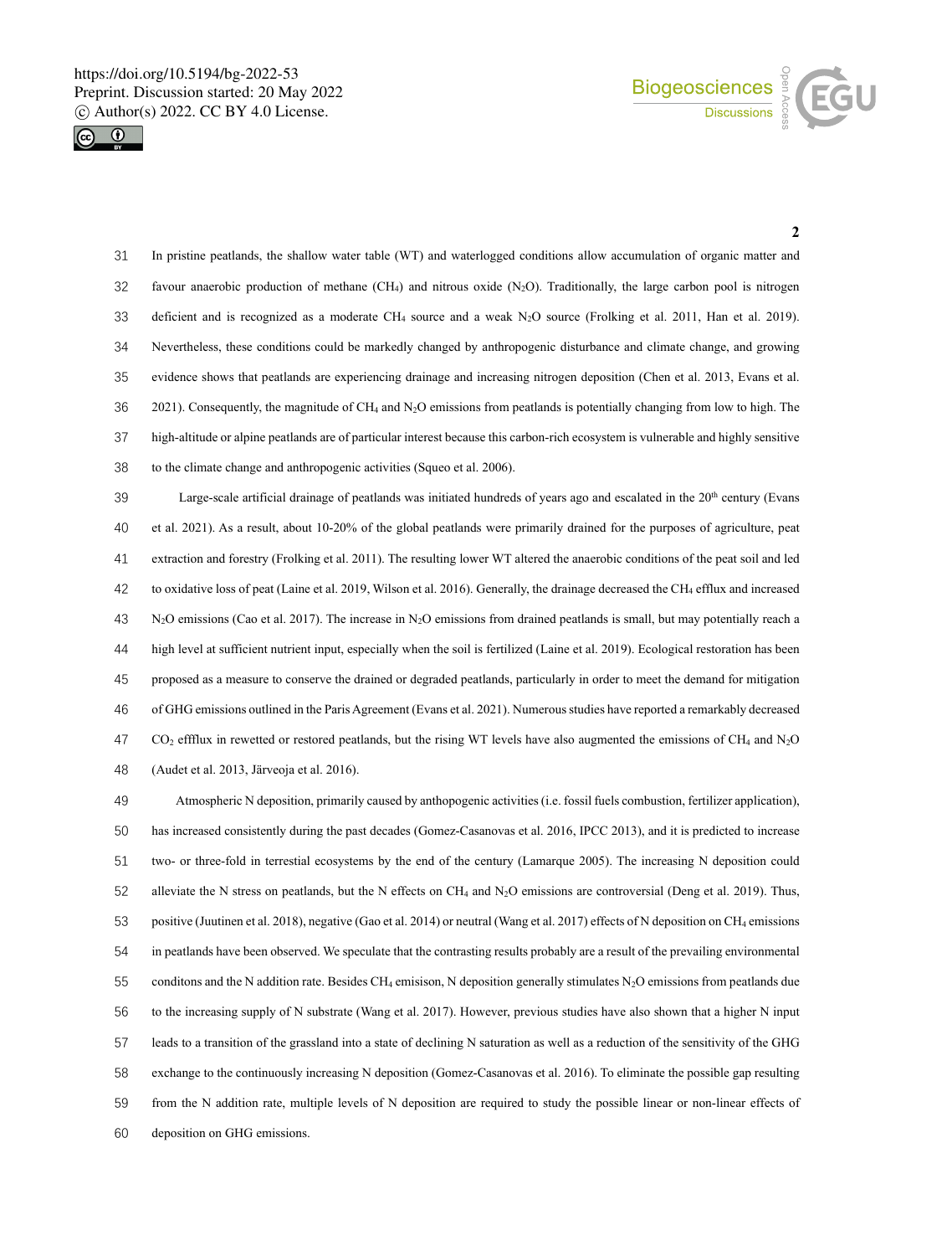In pristine peatlands, the shallow water table (WT) and waterlogged conditions allow accumulation of organic matter and favour anaerobic production of methane ($CH_4$) and nitrous oxide ($N_2O$). Traditionally, the large carbon pool is nitrogen deficient and is recognized as a moderate $CH_4$ source and a weak $N_2O$ source (Frolking et al. 2011, Han et al. 2019). Nevertheless, these conditions could be markedly changed by anthropogenic disturbance and climate change, and growing evidence shows that peatlands are experiencing drainage and increasing nitrogen deposition (Chen et al. 2013, Evans et al. 2021). Consequently, the magnitude of $CH_4$ and $N_2O$ emissions from peatlands is potentially changing from low to high. The high-altitude or alpine peatlands are of particular interest because this carbon-rich ecosystem is vulnerable and highly sensitive to the climate change and anthropogenic activities (Squeo et al. 2006).

Large-scale artificial drainage of peatlands was initiated hundreds of years ago and escalated in the 20th century (Evans et al. 2021). As a result, about 10-20% of the global peatlands were primarily drained for the purposes of agriculture, peat extraction and forestry (Frolking et al. 2011). The resulting lower WT altered the anaerobic conditions of the peat soil and led to oxidative loss of peat (Laine et al. 2019, Wilson et al. 2016). Generally, the drainage decreased the $CH_4$ efflux and increased $N_2O$ emissions (Cao et al. 2017). The increase in $N_2O$ emissions from drained peatlands is small, but may potentially reach a high level at sufficient nutrient input, especially when the soil is fertilized (Laine et al. 2019). Ecological restoration has been proposed as a measure to conserve the drained or degraded peatlands, particularly in order to meet the demand for mitigation of GHG emissions outlined in the Paris Agreement (Evans et al. 2021). Numerous studies have reported a remarkably decreased $CO_2$ effflux in rewetted or restored peatlands, but the rising WT levels have also augmented the emissions of $CH_4$ and $N_2O$ (Audet et al. 2013, Järveoja et al. 2016).

Atmospheric N deposition, primarily caused by anthopogenic activities (i.e. fossil fuels combustion, fertilizer application), has increased consistently during the past decades (Gomez-Casanovas et al. 2016, IPCC 2013), and it is predicted to increase two- or three-fold in terrestrial ecosystems by the end of the century (Lamarque 2005). The increasing N deposition could alleviate the N stress on peatlands, but the N effects on $CH_4$ and $N_2O$ emissions are controversial (Deng et al. 2019). Thus, positive (Juutinen et al. 2018), negative (Gao et al. 2014) or neutral (Wang et al. 2017) effects of N deposition on $CH_4$ emissions in peatlands have been observed. We speculate that the contrasting results probably are a result of the prevailing environmental conditons and the N addition rate. Besides $CH_4$ emisison, N deposition generally stimulates $N_2O$ emissions from peatlands due to the increasing supply of N substrate (Wang et al. 2017). However, previous studies have also shown that a higher N input leads to a transition of the grassland into a state of declining N saturation as well as a reduction of the sensitivity of the GHG exchange to the continuously increasing N deposition (Gomez-Casanovas et al. 2016). To eliminate the possible gap resulting from the N addition rate, multiple levels of N deposition are required to study the possible linear or non-linear effects of deposition on GHG emissions.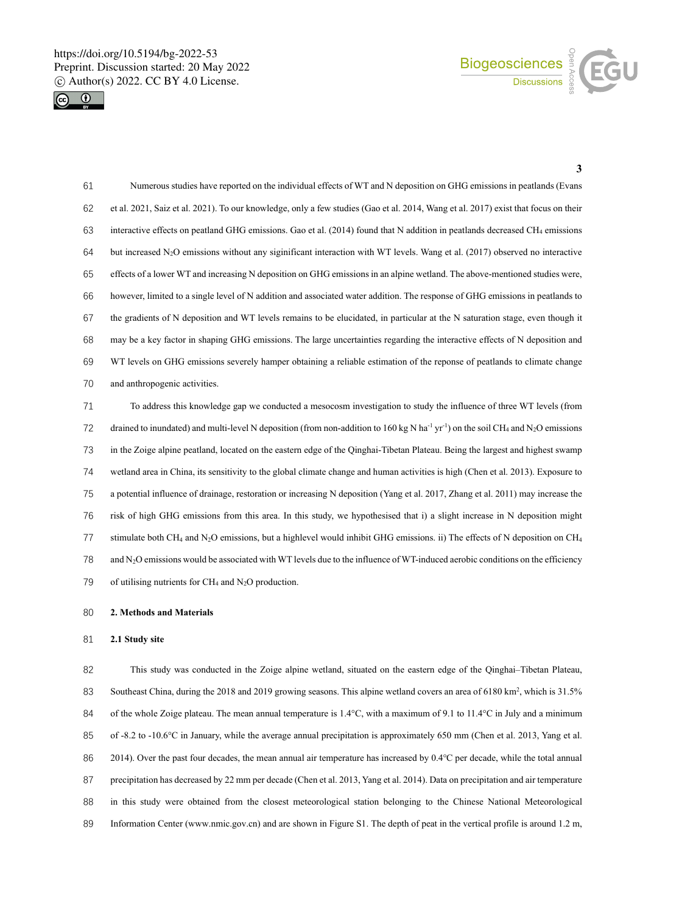Numerous studies have reported on the individual effects of WT and N deposition on GHG emissions in peatlands (Evans et al. 2021, Saiz et al. 2021). To our knowledge, only a few studies (Gao et al. 2014, Wang et al. 2017) exist that focus on their interactive effects on peatland GHG emissions. Gao et al. (2014) found that N addition in peatlands decreased $CH_4$ emissions but increased $N_2O$ emissions without any siginificant interaction with WT levels. Wang et al. (2017) observed no interactive effects of a lower WT and increasing N deposition on GHG emissions in an alpine wetland. The above-mentioned studies were, however, limited to a single level of N addition and associated water addition. The response of GHG emissions in peatlands to the gradients of N deposition and WT levels remains to be elucidated, in particular at the N saturation stage, even though it may be a key factor in shaping GHG emissions. The large uncertainties regarding the interactive effects of N deposition and WT levels on GHG emissions severely hamper obtaining a reliable estimation of the reponse of peatlands to climate change and anthropogenic activities.

To address this knowledge gap we conducted a mesocosm investigation to study the influence of three WT levels (from drained to inundated) and multi-level N deposition (from non-addition to 160 kg N $ha^{-1}$ $yr^{-1}$) on the soil $CH_4$ and $N_2O$ emissions in the Zoige alpine peatland, located on the eastern edge of the Qinghai-Tibetan Plateau. Being the largest and highest swamp wetland area in China, its sensitivity to the global climate change and human activities is high (Chen et al. 2013). Exposure to a potential influence of drainage, restoration or increasing N deposition (Yang et al. 2017, Zhang et al. 2011) may increase the risk of high GHG emissions from this area. In this study, we hypothesised that i) a slight increase in N deposition might stimulate both $CH_4$ and $N_2O$ emissions, but a highlevel would inhibit GHG emissions. ii) The effects of N deposition on $CH_4$ and $N_2O$ emissions would be associated with WT levels due to the influence of WT-induced aerobic conditions on the efficiency of utilising nutrients for $CH_4$ and $N_2O$ production.

## 2. Methods and Materials

### 2.1 Study site

This study was conducted in the Zoige alpine wetland, situated on the eastern edge of the Qinghai–Tibetan Plateau, Southeast China, during the 2018 and 2019 growing seasons. This alpine wetland covers an area of 6180 $km^2$, which is 31.5% of the whole Zoige plateau. The mean annual temperature is 1.4°C, with a maximum of 9.1 to 11.4°C in July and a minimum of -8.2 to -10.6°C in January, while the average annual precipitation is approximately 650 mm (Chen et al. 2013, Yang et al. 2014). Over the past four decades, the mean annual air temperature has increased by 0.4°C per decade, while the total annual precipitation has decreased by 22 mm per decade (Chen et al. 2013, Yang et al. 2014). Data on precipitation and air temperature in this study were obtained from the closest meteorological station belonging to the Chinese National Meteorological Information Center (www.nmic.gov.cn) and are shown in Figure S1. The depth of peat in the vertical profile is around 1.2 m,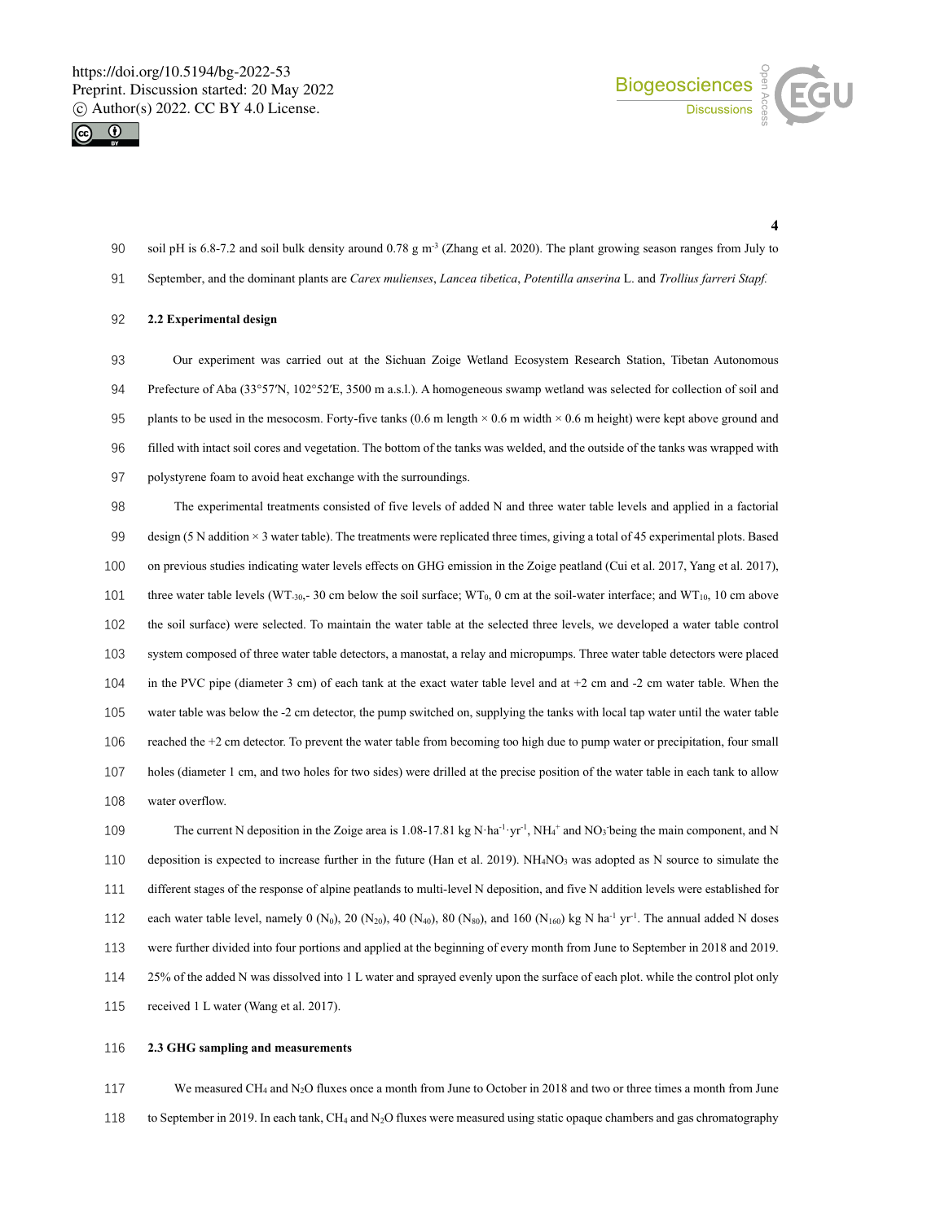soil pH is 6.8-7.2 and soil bulk density around 0.78 g m$^{-3}$ (Zhang et al. 2020). The plant growing season ranges from July to September, and the dominant plants are *Carex mulienses*, *Lancea tibetica*, *Potentilla anserina* L. and *Trollius farreri Stapf.*

### 2.2 Experimental design

Our experiment was carried out at the Sichuan Zoige Wetland Ecosystem Research Station, Tibetan Autonomous Prefecture of Aba (33°57′N, 102°52′E, 3500 m a.s.l.). A homogeneous swamp wetland was selected for collection of soil and plants to be used in the mesocosm. Forty-five tanks (0.6 m length × 0.6 m width × 0.6 m height) were kept above ground and filled with intact soil cores and vegetation. The bottom of the tanks was welded, and the outside of the tanks was wrapped with polystyrene foam to avoid heat exchange with the surroundings.

The experimental treatments consisted of five levels of added N and three water table levels and applied in a factorial design (5 N addition × 3 water table). The treatments were replicated three times, giving a total of 45 experimental plots. Based on previous studies indicating water levels effects on GHG emission in the Zoige peatland (Cui et al. 2017, Yang et al. 2017), three water table levels ($WT_{-30}$,- 30 cm below the soil surface; $WT_0$, 0 cm at the soil-water interface; and $WT_{10}$, 10 cm above the soil surface) were selected. To maintain the water table at the selected three levels, we developed a water table control system composed of three water table detectors, a manostat, a relay and micropumps. Three water table detectors were placed in the PVC pipe (diameter 3 cm) of each tank at the exact water table level and at +2 cm and -2 cm water table. When the water table was below the -2 cm detector, the pump switched on, supplying the tanks with local tap water until the water table reached the +2 cm detector. To prevent the water table from becoming too high due to pump water or precipitation, four small holes (diameter 1 cm, and two holes for two sides) were drilled at the precise position of the water table in each tank to allow water overflow.

The current N deposition in the Zoige area is 1.08-17.81 kg N·ha$^{-1}$·yr$^{-1}$, $NH_4^+$ and $NO_3^-$being the main component, and N deposition is expected to increase further in the future (Han et al. 2019). $NH_4NO_3$ was adopted as N source to simulate the different stages of the response of alpine peatlands to multi-level N deposition, and five N addition levels were established for each water table level, namely 0 ($N_0$), 20 ($N_{20}$), 40 ($N_{40}$), 80 ($N_{80}$), and 160 ($N_{160}$) kg N ha$^{-1}$ yr$^{-1}$. The annual added N doses were further divided into four portions and applied at the beginning of every month from June to September in 2018 and 2019. 25% of the added N was dissolved into 1 L water and sprayed evenly upon the surface of each plot. while the control plot only received 1 L water (Wang et al. 2017).

### 2.3 GHG sampling and measurements

We measured $CH_4$ and $N_2O$ fluxes once a month from June to October in 2018 and two or three times a month from June to September in 2019. In each tank, $CH_4$ and $N_2O$ fluxes were measured using static opaque chambers and gas chromatography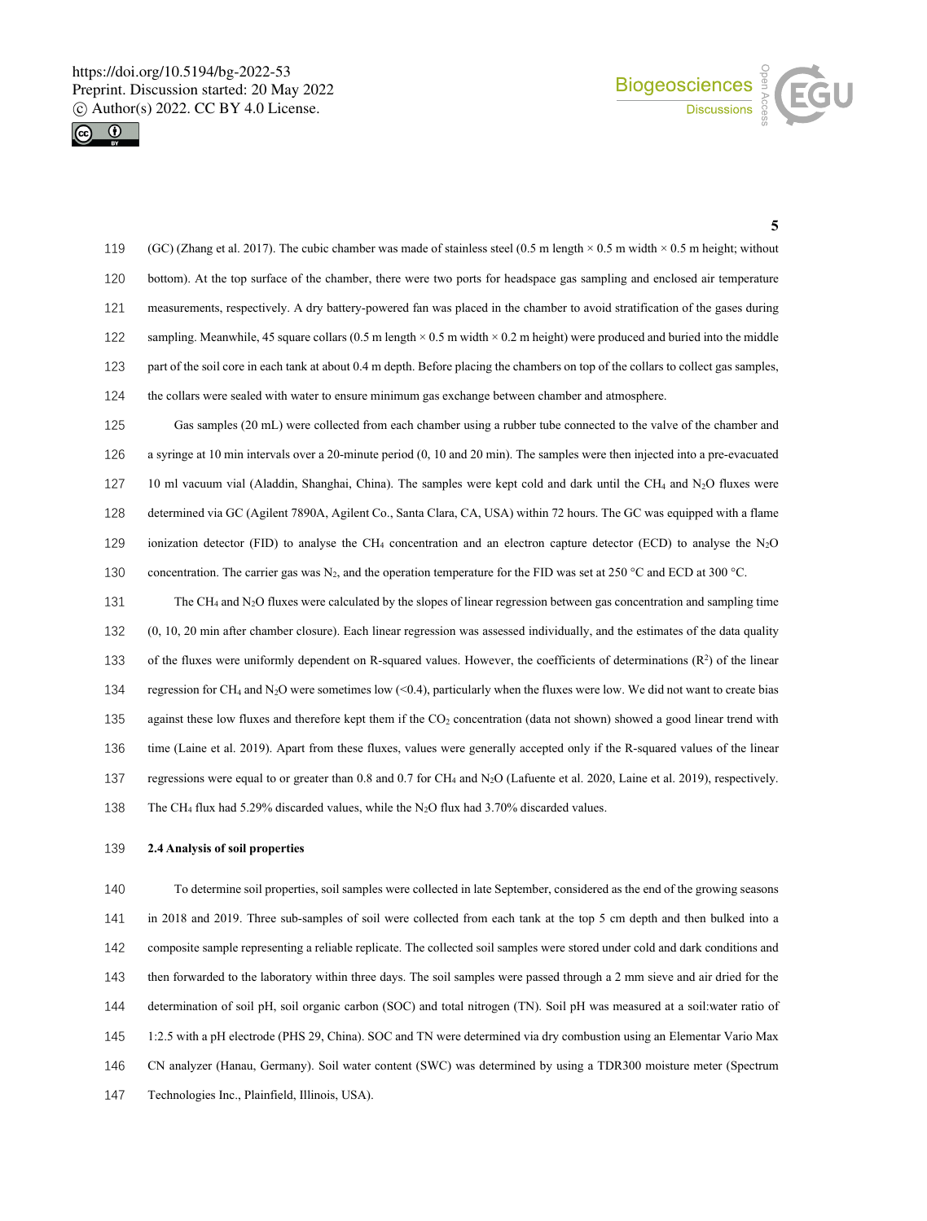(GC) (Zhang et al. 2017). The cubic chamber was made of stainless steel (0.5 m length × 0.5 m width × 0.5 m height; without bottom). At the top surface of the chamber, there were two ports for headspace gas sampling and enclosed air temperature measurements, respectively. A dry battery-powered fan was placed in the chamber to avoid stratification of the gases during sampling. Meanwhile, 45 square collars (0.5 m length × 0.5 m width × 0.2 m height) were produced and buried into the middle part of the soil core in each tank at about 0.4 m depth. Before placing the chambers on top of the collars to collect gas samples, the collars were sealed with water to ensure minimum gas exchange between chamber and atmosphere.

Gas samples (20 mL) were collected from each chamber using a rubber tube connected to the valve of the chamber and a syringe at 10 min intervals over a 20-minute period (0, 10 and 20 min). The samples were then injected into a pre-evacuated 10 ml vacuum vial (Aladdin, Shanghai, China). The samples were kept cold and dark until the $CH_4$ and $N_2O$ fluxes were determined via GC (Agilent 7890A, Agilent Co., Santa Clara, CA, USA) within 72 hours. The GC was equipped with a flame ionization detector (FID) to analyse the $CH_4$ concentration and an electron capture detector (ECD) to analyse the $N_2O$ concentration. The carrier gas was $N_2$, and the operation temperature for the FID was set at 250 °C and ECD at 300 °C.

The $CH_4$ and $N_2O$ fluxes were calculated by the slopes of linear regression between gas concentration and sampling time (0, 10, 20 min after chamber closure). Each linear regression was assessed individually, and the estimates of the data quality of the fluxes were uniformly dependent on R-squared values. However, the coefficients of determinations ($R^2$) of the linear regression for $CH_4$ and $N_2O$ were sometimes low (<0.4), particularly when the fluxes were low. We did not want to create bias against these low fluxes and therefore kept them if the $CO_2$ concentration (data not shown) showed a good linear trend with time (Laine et al. 2019). Apart from these fluxes, values were generally accepted only if the R-squared values of the linear regressions were equal to or greater than 0.8 and 0.7 for $CH_4$ and $N_2O$ (Lafuente et al. 2020, Laine et al. 2019), respectively. The $CH_4$ flux had 5.29% discarded values, while the $N_2O$ flux had 3.70% discarded values.

**2.4 Analysis of soil properties**

To determine soil properties, soil samples were collected in late September, considered as the end of the growing seasons in 2018 and 2019. Three sub-samples of soil were collected from each tank at the top 5 cm depth and then bulked into a composite sample representing a reliable replicate. The collected soil samples were stored under cold and dark conditions and then forwarded to the laboratory within three days. The soil samples were passed through a 2 mm sieve and air dried for the determination of soil pH, soil organic carbon (SOC) and total nitrogen (TN). Soil pH was measured at a soil:water ratio of 1:2.5 with a pH electrode (PHS 29, China). SOC and TN were determined via dry combustion using an Elementar Vario Max CN analyzer (Hanau, Germany). Soil water content (SWC) was determined by using a TDR300 moisture meter (Spectrum Technologies Inc., Plainfield, Illinois, USA).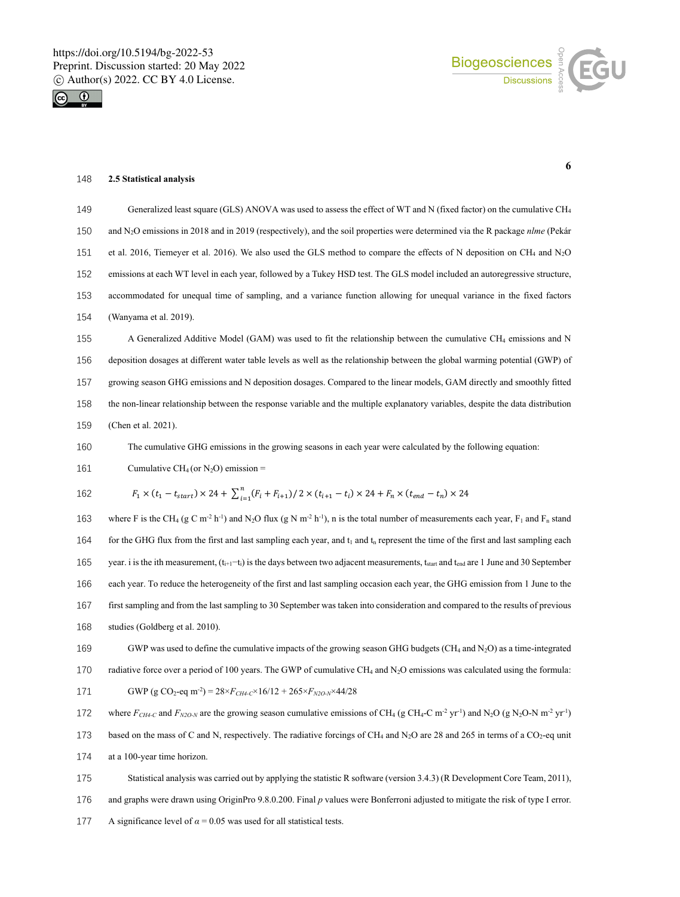### 2.5 Statistical analysis

Generalized least square (GLS) ANOVA was used to assess the effect of WT and N (fixed factor) on the cumulative $CH_4$ and $N_2O$ emissions in 2018 and in 2019 (respectively), and the soil properties were determined via the R package *nlme* (Pekár et al. 2016, Tiemeyer et al. 2016). We also used the GLS method to compare the effects of N deposition on $CH_4$ and $N_2O$ emissions at each WT level in each year, followed by a Tukey HSD test. The GLS model included an autoregressive structure, accommodated for unequal time of sampling, and a variance function allowing for unequal variance in the fixed factors (Wanyama et al. 2019).

A Generalized Additive Model (GAM) was used to fit the relationship between the cumulative $CH_4$ emissions and N deposition dosages at different water table levels as well as the relationship between the global warming potential (GWP) of growing season GHG emissions and N deposition dosages. Compared to the linear models, GAM directly and smoothly fitted the non-linear relationship between the response variable and the multiple explanatory variables, despite the data distribution (Chen et al. 2021).

The cumulative GHG emissions in the growing seasons in each year were calculated by the following equation:

Cumulative $CH_4$ (or $N_2O$) emission =

$$F_1 \times (t_1 - t_{start}) \times 24 + \sum_{i=1}^{n} (F_i + F_{i+1})/2 \times (t_{i+1} - t_i) \times 24 + F_n \times (t_{end} - t_n) \times 24$$

where F is the $CH_4$ (g C $m^{-2}$ $h^{-1}$) and $N_2O$ flux (g N $m^{-2}$ $h^{-1}$), n is the total number of measurements each year, $F_1$ and $F_n$ stand for the GHG flux from the first and last sampling each year, and $t_1$ and $t_n$ represent the time of the first and last sampling each year. i is the ith measurement, $(t_{i+1}-t_i)$ is the days between two adjacent measurements, $t_{start}$ and $t_{end}$ are 1 June and 30 September each year. To reduce the heterogeneity of the first and last sampling occasion each year, the GHG emission from 1 June to the first sampling and from the last sampling to 30 September was taken into consideration and compared to the results of previous studies (Goldberg et al. 2010).

GWP was used to define the cumulative impacts of the growing season GHG budgets ($CH_4$ and $N_2O$) as a time-integrated radiative force over a period of 100 years. The GWP of cumulative $CH_4$ and $N_2O$ emissions was calculated using the formula:

GWP (g $CO_2$-eq $m^{-2}$) = $28 \times F_{CH4\text{-}C} \times 16/12 + 265 \times F_{N2O\text{-}N} \times 44/28$

where $F_{CH4\text{-}C}$ and $F_{N2O\text{-}N}$ are the growing season cumulative emissions of $CH_4$ (g $CH_4$-C $m^{-2}$ $yr^{-1}$) and $N_2O$ (g $N_2O$-N $m^{-2}$ $yr^{-1}$) based on the mass of C and N, respectively. The radiative forcings of $CH_4$ and $N_2O$ are 28 and 265 in terms of a $CO_2$-eq unit at a 100-year time horizon.

Statistical analysis was carried out by applying the statistic R software (version 3.4.3) (R Development Core Team, 2011), and graphs were drawn using OriginPro 9.8.0.200. Final *p* values were Bonferroni adjusted to mitigate the risk of type I error. A significance level of $\alpha = 0.05$ was used for all statistical tests.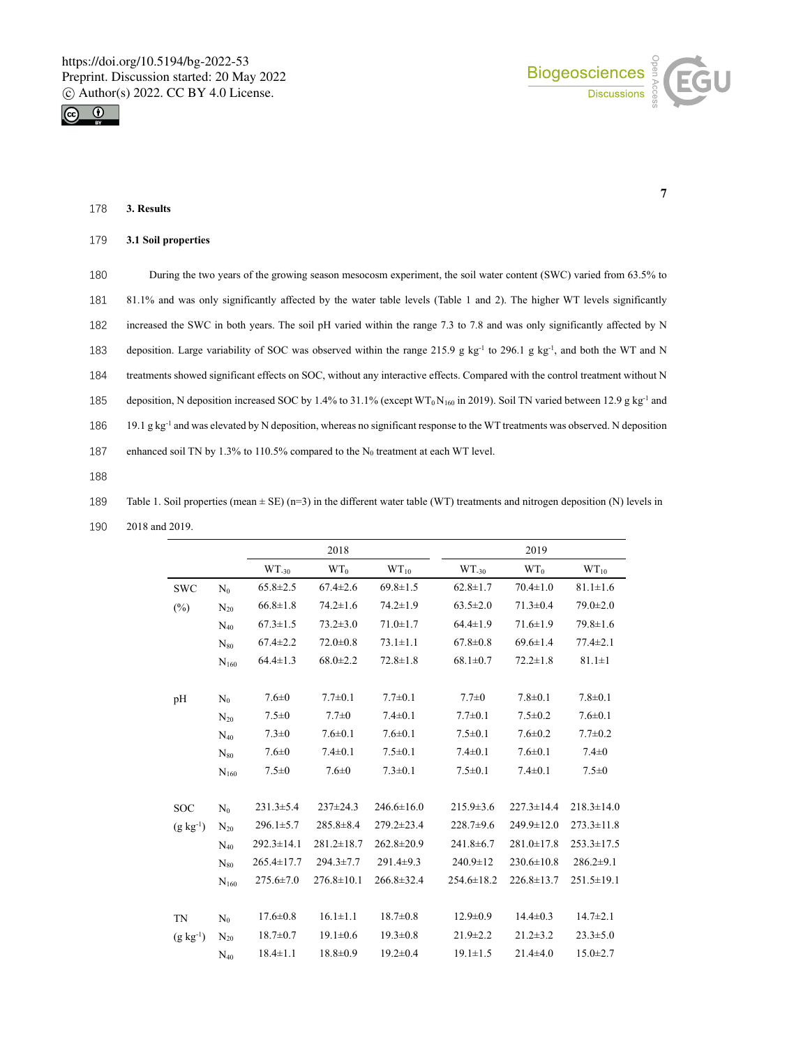## 3. Results

### 3.1 Soil properties

During the two years of the growing season mesocosm experiment, the soil water content (SWC) varied from 63.5% to 81.1% and was only significantly affected by the water table levels (Table 1 and 2). The higher WT levels significantly increased the SWC in both years. The soil pH varied within the range 7.3 to 7.8 and was only significantly affected by N deposition. Large variability of SOC was observed within the range 215.9 g kg$^{-1}$ to 296.1 g kg$^{-1}$, and both the WT and N treatments showed significant effects on SOC, without any interactive effects. Compared with the control treatment without N deposition, N deposition increased SOC by 1.4% to 31.1% (except $WT_0N_{160}$ in 2019). Soil TN varied between 12.9 g kg$^{-1}$ and 19.1 g kg$^{-1}$ and was elevated by N deposition, whereas no significant response to the WT treatments was observed. N deposition enhanced soil TN by 1.3% to 110.5% compared to the $N_0$ treatment at each WT level.

Table 1. Soil properties (mean ± SE) (n=3) in the different water table (WT) treatments and nitrogen deposition (N) levels in 2018 and 2019.

| | | 2018 | | | 2019 | | |
|---|---|---|---|---|---|---|---|
| | | $WT_{-30}$ | $WT_0$ | $WT_{10}$ | $WT_{-30}$ | $WT_0$ | $WT_{10}$ |
| SWC (%) | $N_0$ | 65.8±2.5 | 67.4±2.6 | 69.8±1.5 | 62.8±1.7 | 70.4±1.0 | 81.1±1.6 |
| | $N_{20}$ | 66.8±1.8 | 74.2±1.6 | 74.2±1.9 | 63.5±2.0 | 71.3±0.4 | 79.0±2.0 |
| | $N_{40}$ | 67.3±1.5 | 73.2±3.0 | 71.0±1.7 | 64.4±1.9 | 71.6±1.9 | 79.8±1.6 |
| | $N_{80}$ | 67.4±2.2 | 72.0±0.8 | 73.1±1.1 | 67.8±0.8 | 69.6±1.4 | 77.4±2.1 |
| | $N_{160}$ | 64.4±1.3 | 68.0±2.2 | 72.8±1.8 | 68.1±0.7 | 72.2±1.8 | 81.1±1 |
| pH | $N_0$ | 7.6±0 | 7.7±0.1 | 7.7±0.1 | 7.7±0 | 7.8±0.1 | 7.8±0.1 |
| | $N_{20}$ | 7.5±0 | 7.7±0 | 7.4±0.1 | 7.7±0.1 | 7.5±0.2 | 7.6±0.1 |
| | $N_{40}$ | 7.3±0 | 7.6±0.1 | 7.6±0.1 | 7.5±0.1 | 7.6±0.2 | 7.7±0.2 |
| | $N_{80}$ | 7.6±0 | 7.4±0.1 | 7.5±0.1 | 7.4±0.1 | 7.6±0.1 | 7.4±0 |
| | $N_{160}$ | 7.5±0 | 7.6±0 | 7.3±0.1 | 7.5±0.1 | 7.4±0.1 | 7.5±0 |
| SOC (g kg$^{-1}$) | $N_0$ | 231.3±5.4 | 237±24.3 | 246.6±16.0 | 215.9±3.6 | 227.3±14.4 | 218.3±14.0 |
| | $N_{20}$ | 296.1±5.7 | 285.8±8.4 | 279.2±23.4 | 228.7±9.6 | 249.9±12.0 | 273.3±11.8 |
| | $N_{40}$ | 292.3±14.1 | 281.2±18.7 | 262.8±20.9 | 241.8±6.7 | 281.0±17.8 | 253.3±17.5 |
| | $N_{80}$ | 265.4±17.7 | 294.3±7.7 | 291.4±9.3 | 240.9±12 | 230.6±10.8 | 286.2±9.1 |
| | $N_{160}$ | 275.6±7.0 | 276.8±10.1 | 266.8±32.4 | 254.6±18.2 | 226.8±13.7 | 251.5±19.1 |
| TN (g kg$^{-1}$) | $N_0$ | 17.6±0.8 | 16.1±1.1 | 18.7±0.8 | 12.9±0.9 | 14.4±0.3 | 14.7±2.1 |
| | $N_{20}$ | 18.7±0.7 | 19.1±0.6 | 19.3±0.8 | 21.9±2.2 | 21.2±3.2 | 23.3±5.0 |
| | $N_{40}$ | 18.4±1.1 | 18.8±0.9 | 19.2±0.4 | 19.1±1.5 | 21.4±4.0 | 15.0±2.7 |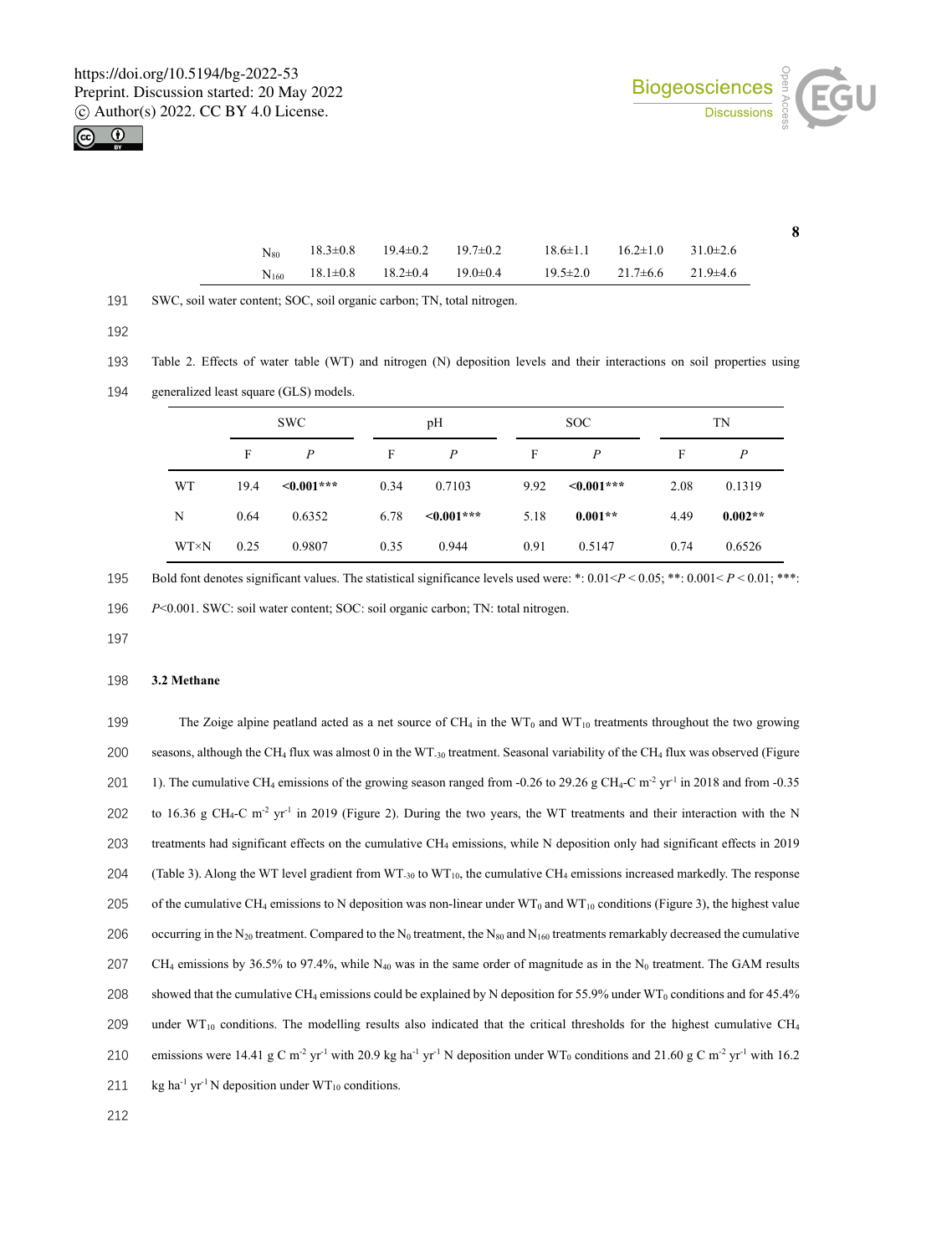| | | | | | | |
|---|---|---|---|---|---|---|
| $N_{80}$ | 18.3±0.8 | 19.4±0.2 | 19.7±0.2 | 18.6±1.1 | 16.2±1.0 | 31.0±2.6 |
| $N_{160}$ | 18.1±0.8 | 18.2±0.4 | 19.0±0.4 | 19.5±2.0 | 21.7±6.6 | 21.9±4.6 |

SWC, soil water content; SOC, soil organic carbon; TN, total nitrogen.

Table 2. Effects of water table (WT) and nitrogen (N) deposition levels and their interactions on soil properties using generalized least square (GLS) models.

| | SWC | | pH | | SOC | | TN | |
|---|---|---|---|---|---|---|---|---|
| | F | *P* | F | *P* | F | *P* | F | *P* |
| WT | 19.4 | **<0.001*** ** | 0.34 | 0.7103 | 9.92 | **<0.001*** ** | 2.08 | 0.1319 |
| N | 0.64 | 0.6352 | 6.78 | **<0.001*** ** | 5.18 | **0.001** ** | 4.49 | **0.002** ** |
| WT×N | 0.25 | 0.9807 | 0.35 | 0.944 | 0.91 | 0.5147 | 0.74 | 0.6526 |

Bold font denotes significant values. The statistical significance levels used were: *: $0.01<P<0.05$; **: $0.001<P<0.01$; ***: $P<0.001$. SWC: soil water content; SOC: soil organic carbon; TN: total nitrogen.

### 3.2 Methane

The Zoige alpine peatland acted as a net source of $CH_4$ in the $WT_0$ and $WT_{10}$ treatments throughout the two growing seasons, although the $CH_4$ flux was almost 0 in the $WT_{-30}$ treatment. Seasonal variability of the $CH_4$ flux was observed (Figure 1). The cumulative $CH_4$ emissions of the growing season ranged from -0.26 to 29.26 g $CH_4$-C $m^{-2}$ $yr^{-1}$ in 2018 and from -0.35 to 16.36 g $CH_4$-C $m^{-2}$ $yr^{-1}$ in 2019 (Figure 2). During the two years, the WT treatments and their interaction with the N treatments had significant effects on the cumulative $CH_4$ emissions, while N deposition only had significant effects in 2019 (Table 3). Along the WT level gradient from $WT_{-30}$ to $WT_{10}$, the cumulative $CH_4$ emissions increased markedly. The response of the cumulative $CH_4$ emissions to N deposition was non-linear under $WT_0$ and $WT_{10}$ conditions (Figure 3), the highest value occurring in the $N_{20}$ treatment. Compared to the $N_0$ treatment, the $N_{80}$ and $N_{160}$ treatments remarkably decreased the cumulative $CH_4$ emissions by 36.5% to 97.4%, while $N_{40}$ was in the same order of magnitude as in the $N_0$ treatment. The GAM results showed that the cumulative $CH_4$ emissions could be explained by N deposition for 55.9% under $WT_0$ conditions and for 45.4% under $WT_{10}$ conditions. The modelling results also indicated that the critical thresholds for the highest cumulative $CH_4$ emissions were 14.41 g C $m^{-2}$ $yr^{-1}$ with 20.9 kg $ha^{-1}$ $yr^{-1}$ N deposition under $WT_0$ conditions and 21.60 g C $m^{-2}$ $yr^{-1}$ with 16.2 kg $ha^{-1}$ $yr^{-1}$ N deposition under $WT_{10}$ conditions.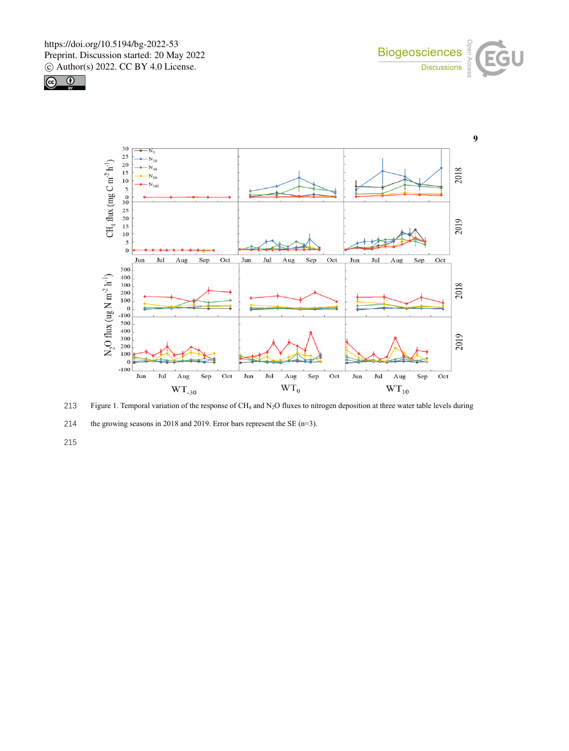$N_0$
$N_{20}$
$N_{40}$
$N_{80}$
$N_{160}$

$CH_4$ flux (mg C $m^{-2}$ $h^{-1}$)

30
25
20
15
10
5
0

2018
2019

Jun Jul Aug Sep Oct

$N_2O$ flux (ug N $m^{-2}$ $h^{-1}$)

500
400
300
200
100
0
-100

2018
2019

Jun Jul Aug Sep Oct

$WT_{-30}$ $WT_0$ $WT_{10}$

Figure 1. Temporal variation of the response of $CH_4$ and $N_2O$ fluxes to nitrogen deposition at three water table levels during the growing seasons in 2018 and 2019. Error bars represent the SE (n=3).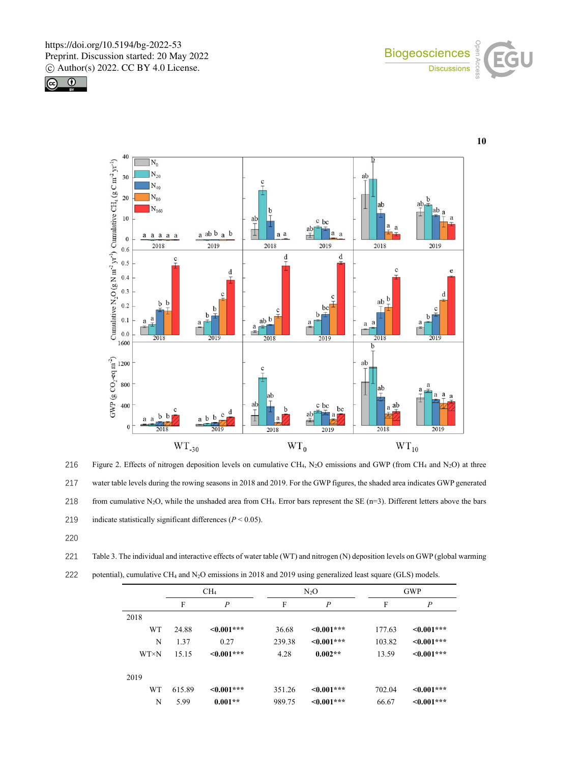40

30

20

10

0

N$_0$

N$_{20}$

N$_{40}$

N$_{80}$

N$_{160}$

Cumulative $CH_4$ (g C $m^{-2}$ $yr^{-1}$)

a a a a a

2018

a ab b a b

2019

c

b

ab

a a

2018

c bc

ab

a a

2019

b

ab

ab

a a

2018

b

ab

ab a

a

2019

0.6

0.5

0.4

0.3

0.2

0.1

0.0

Cumulative $N_2O$ (g N $m^{-2}$ $yr^{-1}$)

c

b b

a a

2018

d

c

b b

a

2019

d

c

ab b

a

2018

d

c

bc

b

a

2019

c

b

ab

a a

2018

e

d

c

b

a

2019

1600

1200

800

400

0

GWP (g $CO_2$-eq $m^{-2}$)

c

b b

a a

2018

d

c

b b

a

2019

c

ab

ab

b

a

2018

c bc

ab

bc

a

2019

b

ab

ab

a ab

2018

a

a

a a

a

2019

WT$_{-30}$

WT$_0$

WT$_{10}$

Figure 2. Effects of nitrogen deposition levels on cumulative $CH_4$, $N_2O$ emissions and GWP (from $CH_4$ and $N_2O$) at three water table levels during the rowing seasons in 2018 and 2019. For the GWP figures, the shaded area indicates GWP generated from cumulative $N_2O$, while the unshaded area from $CH_4$. Error bars represent the SE (n=3). Different letters above the bars indicate statistically significant differences ($P < 0.05$).

Table 3. The individual and interactive effects of water table (WT) and nitrogen (N) deposition levels on GWP (global warming potential), cumulative $CH_4$ and $N_2O$ emissions in 2018 and 2019 using generalized least square (GLS) models.

| | $CH_4$ | | $N_2O$ | | GWP | |
|---|---|---|---|---|---|---|
| | F | $P$ | F | $P$ | F | $P$ |
| 2018 | | | | | | |
| WT | 24.88 | **<0.001*** ** | 36.68 | **<0.001*** ** | 177.63 | **<0.001*** ** |
| N | 1.37 | 0.27 | 239.38 | **<0.001*** ** | 103.82 | **<0.001*** ** |
| WT×N | 15.15 | **<0.001*** ** | 4.28 | **0.002** ** | 13.59 | **<0.001*** ** |
| 2019 | | | | | | |
| WT | 615.89 | **<0.001*** ** | 351.26 | **<0.001*** ** | 702.04 | **<0.001*** ** |
| N | 5.99 | **0.001** ** | 989.75 | **<0.001*** ** | 66.67 | **<0.001*** ** |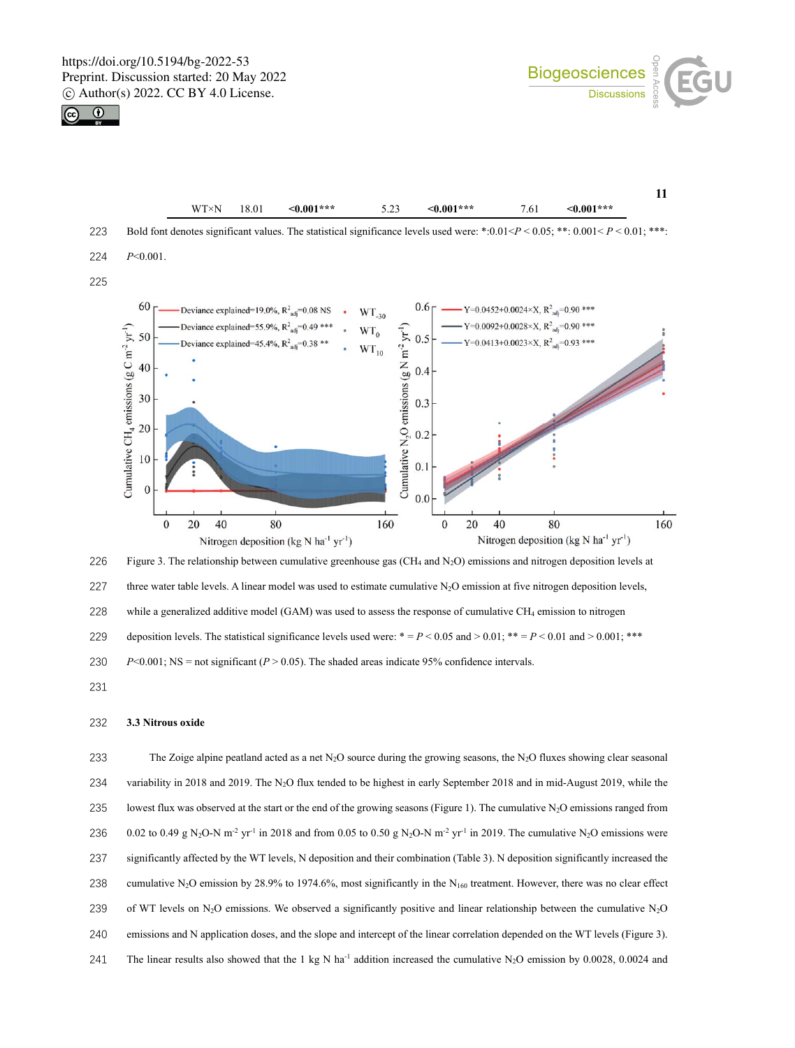| | | | | | | |
|---|---|---|---|---|---|---|
| WT×N | 18.01 | **<0.001*** ** | 5.23 | **<0.001*** ** | 7.61 | **<0.001*** ** |

Bold font denotes significant values. The statistical significance levels used were: *:0.01< $P$ < 0.05; **: 0.001< $P$ < 0.01; ***: $P$<0.001.

Deviance explained=19.0%, $R^2_{adj}$=0.08 NS
Deviance explained=55.9%, $R^2_{adj}$=0.49 ***
Deviance explained=45.4%, $R^2_{adj}$=0.38 **
$WT_{-30}$
$WT_0$
$WT_{10}$
Cumulative $CH_4$ emissions (g C m$^{-2}$ yr$^{-1}$)
Nitrogen deposition (kg N ha$^{-1}$ yr$^{-1}$)

Y=0.0452+0.0024×X, $R^2_{adj}$=0.90 ***
Y=0.0092+0.0028×X, $R^2_{adj}$=0.90 ***
Y=0.0413+0.0023×X, $R^2_{adj}$=0.93 ***
Cumulative $N_2O$ emissions (g N m$^{-2}$ yr$^{-1}$)
Nitrogen deposition (kg N ha$^{-1}$ yr$^{-1}$)

Figure 3. The relationship between cumulative greenhouse gas ($CH_4$ and $N_2O$) emissions and nitrogen deposition levels at three water table levels. A linear model was used to estimate cumulative $N_2O$ emission at five nitrogen deposition levels, while a generalized additive model (GAM) was used to assess the response of cumulative $CH_4$ emission to nitrogen deposition levels. The statistical significance levels used were: * = $P$ < 0.05 and > 0.01; ** = $P$ < 0.01 and > 0.001; *** $P$<0.001; NS = not significant ($P$ > 0.05). The shaded areas indicate 95% confidence intervals.

### 3.3 Nitrous oxide

The Zoige alpine peatland acted as a net $N_2O$ source during the growing seasons, the $N_2O$ fluxes showing clear seasonal variability in 2018 and 2019. The $N_2O$ flux tended to be highest in early September 2018 and in mid-August 2019, while the lowest flux was observed at the start or the end of the growing seasons (Figure 1). The cumulative $N_2O$ emissions ranged from 0.02 to 0.49 g $N_2O$-N m$^{-2}$ yr$^{-1}$ in 2018 and from 0.05 to 0.50 g $N_2O$-N m$^{-2}$ yr$^{-1}$ in 2019. The cumulative $N_2O$ emissions were significantly affected by the WT levels, N deposition and their combination (Table 3). N deposition significantly increased the cumulative $N_2O$ emission by 28.9% to 1974.6%, most significantly in the $N_{160}$ treatment. However, there was no clear effect of WT levels on $N_2O$ emissions. We observed a significantly positive and linear relationship between the cumulative $N_2O$ emissions and N application doses, and the slope and intercept of the linear correlation depended on the WT levels (Figure 3). The linear results also showed that the 1 kg N ha$^{-1}$ addition increased the cumulative $N_2O$ emission by 0.0028, 0.0024 and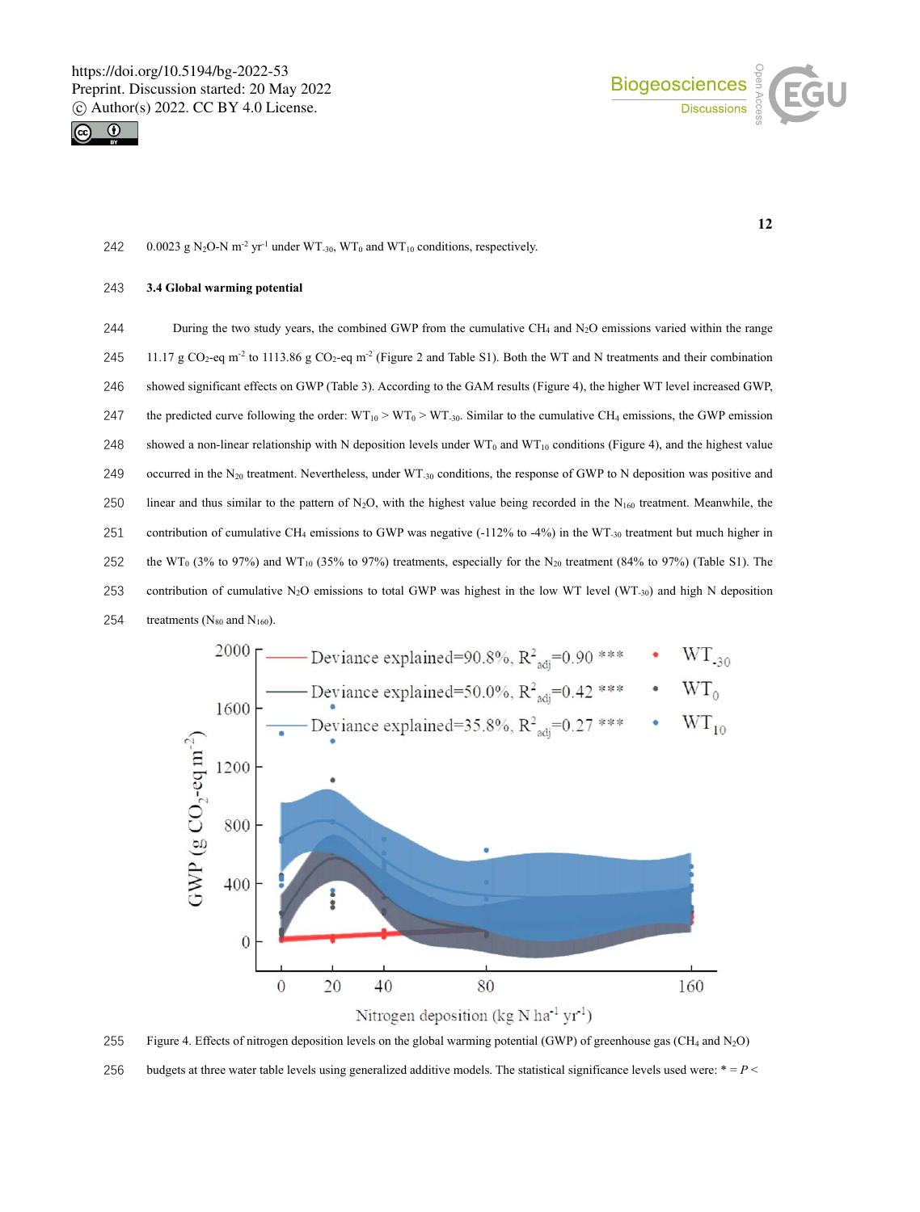0.0023 g $N_2O$-N $m^{-2}$ $yr^{-1}$ under $WT_{-30}$, $WT_0$ and $WT_{10}$ conditions, respectively.

### 3.4 Global warming potential

During the two study years, the combined GWP from the cumulative $CH_4$ and $N_2O$ emissions varied within the range 11.17 g $CO_2$-eq $m^{-2}$ to 1113.86 g $CO_2$-eq $m^{-2}$ (Figure 2 and Table S1). Both the WT and N treatments and their combination showed significant effects on GWP (Table 3). According to the GAM results (Figure 4), the higher WT level increased GWP, the predicted curve following the order: $WT_{10}$ > $WT_0$ > $WT_{-30}$. Similar to the cumulative $CH_4$ emissions, the GWP emission showed a non-linear relationship with N deposition levels under $WT_0$ and $WT_{10}$ conditions (Figure 4), and the highest value occurred in the $N_{20}$ treatment. Nevertheless, under $WT_{-30}$ conditions, the response of GWP to N deposition was positive and linear and thus similar to the pattern of $N_2O$, with the highest value being recorded in the $N_{160}$ treatment. Meanwhile, the contribution of cumulative $CH_4$ emissions to GWP was negative (-112% to -4%) in the $WT_{-30}$ treatment but much higher in the $WT_0$ (3% to 97%) and $WT_{10}$ (35% to 97%) treatments, especially for the $N_{20}$ treatment (84% to 97%) (Table S1). The contribution of cumulative $N_2O$ emissions to total GWP was highest in the low WT level ($WT_{-30}$) and high N deposition treatments ($N_{80}$ and $N_{160}$).

Figure 4. Effects of nitrogen deposition levels on the global warming potential (GWP) of greenhouse gas ($CH_4$ and $N_2O$) budgets at three water table levels using generalized additive models. The statistical significance levels used were: * = *P* <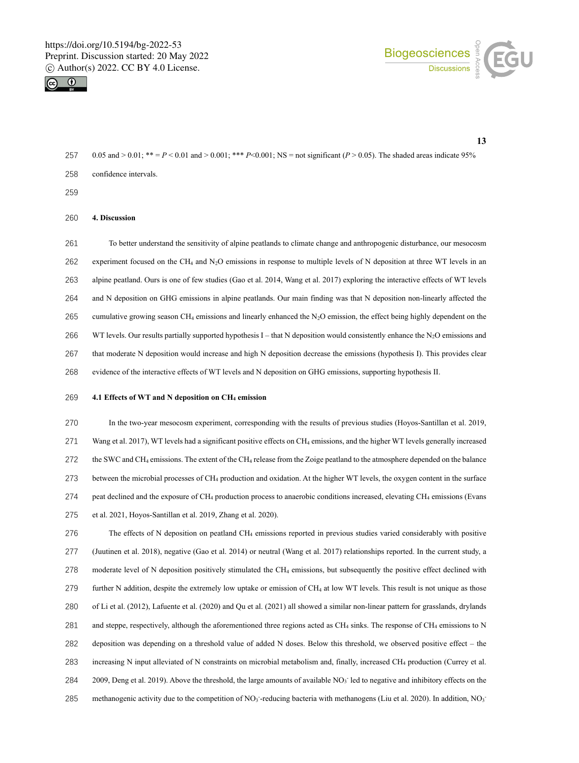0.05 and > 0.01; ** = $P < 0.01$ and > 0.001; *** $P<0.001$; NS = not significant ($P > 0.05$). The shaded areas indicate 95% confidence intervals.

## 4. Discussion

To better understand the sensitivity of alpine peatlands to climate change and anthropogenic disturbance, our mesocosm experiment focused on the $CH_4$ and $N_2O$ emissions in response to multiple levels of N deposition at three WT levels in an alpine peatland. Ours is one of few studies (Gao et al. 2014, Wang et al. 2017) exploring the interactive effects of WT levels and N deposition on GHG emissions in alpine peatlands. Our main finding was that N deposition non-linearly affected the cumulative growing season $CH_4$ emissions and linearly enhanced the $N_2O$ emission, the effect being highly dependent on the WT levels. Our results partially supported hypothesis I – that N deposition would consistently enhance the $N_2O$ emissions and that moderate N deposition would increase and high N deposition decrease the emissions (hypothesis I). This provides clear evidence of the interactive effects of WT levels and N deposition on GHG emissions, supporting hypothesis II.

### 4.1 Effects of WT and N deposition on $CH_4$ emission

In the two-year mesocosm experiment, corresponding with the results of previous studies (Hoyos-Santillan et al. 2019, Wang et al. 2017), WT levels had a significant positive effects on $CH_4$ emissions, and the higher WT levels generally increased the SWC and $CH_4$ emissions. The extent of the $CH_4$ release from the Zoige peatland to the atmosphere depended on the balance between the microbial processes of $CH_4$ production and oxidation. At the higher WT levels, the oxygen content in the surface peat declined and the exposure of $CH_4$ production process to anaerobic conditions increased, elevating $CH_4$ emissions (Evans et al. 2021, Hoyos-Santillan et al. 2019, Zhang et al. 2020).

The effects of N deposition on peatland $CH_4$ emissions reported in previous studies varied considerably with positive (Juutinen et al. 2018), negative (Gao et al. 2014) or neutral (Wang et al. 2017) relationships reported. In the current study, a moderate level of N deposition positively stimulated the $CH_4$ emissions, but subsequently the positive effect declined with further N addition, despite the extremely low uptake or emission of $CH_4$ at low WT levels. This result is not unique as those of Li et al. (2012), Lafuente et al. (2020) and Qu et al. (2021) all showed a similar non-linear pattern for grasslands, drylands and steppe, respectively, although the aforementioned three regions acted as $CH_4$ sinks. The response of $CH_4$ emissions to N deposition was depending on a threshold value of added N doses. Below this threshold, we observed positive effect – the increasing N input alleviated of N constraints on microbial metabolism and, finally, increased $CH_4$ production (Currey et al. 2009, Deng et al. 2019). Above the threshold, the large amounts of available $NO_3^-$ led to negative and inhibitory effects on the methanogenic activity due to the competition of $NO_3^-$-reducing bacteria with methanogens (Liu et al. 2020). In addition, $NO_3^-$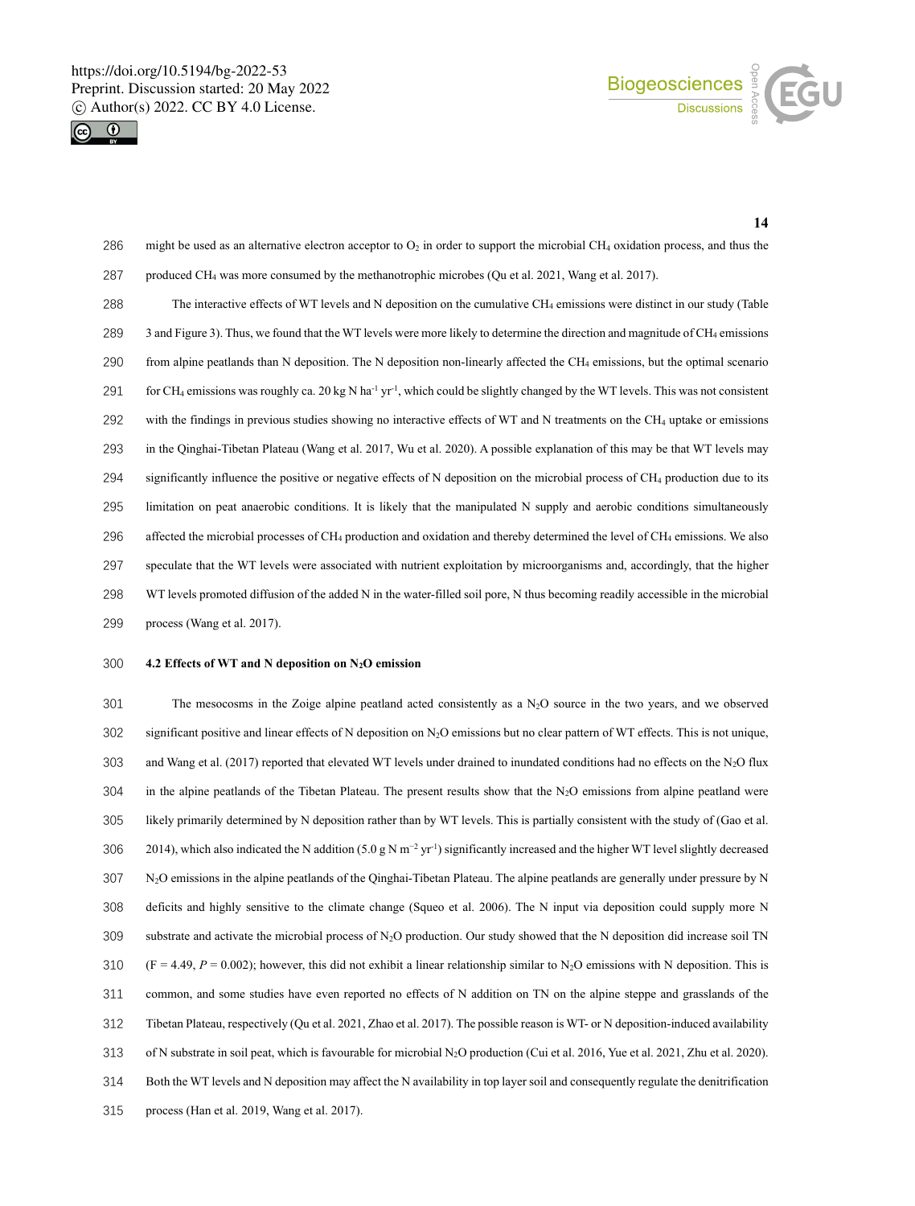might be used as an alternative electron acceptor to $O_2$ in order to support the microbial $CH_4$ oxidation process, and thus the produced $CH_4$ was more consumed by the methanotrophic microbes (Qu et al. 2021, Wang et al. 2017).

The interactive effects of WT levels and N deposition on the cumulative $CH_4$ emissions were distinct in our study (Table 3 and Figure 3). Thus, we found that the WT levels were more likely to determine the direction and magnitude of $CH_4$ emissions from alpine peatlands than N deposition. The N deposition non-linearly affected the $CH_4$ emissions, but the optimal scenario for $CH_4$ emissions was roughly ca. 20 kg N $ha^{-1}$ $yr^{-1}$, which could be slightly changed by the WT levels. This was not consistent with the findings in previous studies showing no interactive effects of WT and N treatments on the $CH_4$ uptake or emissions in the Qinghai-Tibetan Plateau (Wang et al. 2017, Wu et al. 2020). A possible explanation of this may be that WT levels may significantly influence the positive or negative effects of N deposition on the microbial process of $CH_4$ production due to its limitation on peat anaerobic conditions. It is likely that the manipulated N supply and aerobic conditions simultaneously affected the microbial processes of $CH_4$ production and oxidation and thereby determined the level of $CH_4$ emissions. We also speculate that the WT levels were associated with nutrient exploitation by microorganisms and, accordingly, that the higher WT levels promoted diffusion of the added N in the water-filled soil pore, N thus becoming readily accessible in the microbial process (Wang et al. 2017).

### 4.2 Effects of WT and N deposition on $N_2O$ emission

The mesocosms in the Zoige alpine peatland acted consistently as a $N_2O$ source in the two years, and we observed significant positive and linear effects of N deposition on $N_2O$ emissions but no clear pattern of WT effects. This is not unique, and Wang et al. (2017) reported that elevated WT levels under drained to inundated conditions had no effects on the $N_2O$ flux in the alpine peatlands of the Tibetan Plateau. The present results show that the $N_2O$ emissions from alpine peatland were likely primarily determined by N deposition rather than by WT levels. This is partially consistent with the study of (Gao et al. 2014), which also indicated the N addition (5.0 g N $m^{-2}$ $yr^{-1}$) significantly increased and the higher WT level slightly decreased $N_2O$ emissions in the alpine peatlands of the Qinghai-Tibetan Plateau. The alpine peatlands are generally under pressure by N deficits and highly sensitive to the climate change (Squeo et al. 2006). The N input via deposition could supply more N substrate and activate the microbial process of $N_2O$ production. Our study showed that the N deposition did increase soil TN ($F = 4.49$, $P = 0.002$); however, this did not exhibit a linear relationship similar to $N_2O$ emissions with N deposition. This is common, and some studies have even reported no effects of N addition on TN on the alpine steppe and grasslands of the Tibetan Plateau, respectively (Qu et al. 2021, Zhao et al. 2017). The possible reason is WT- or N deposition-induced availability of N substrate in soil peat, which is favourable for microbial $N_2O$ production (Cui et al. 2016, Yue et al. 2021, Zhu et al. 2020). Both the WT levels and N deposition may affect the N availability in top layer soil and consequently regulate the denitrification process (Han et al. 2019, Wang et al. 2017).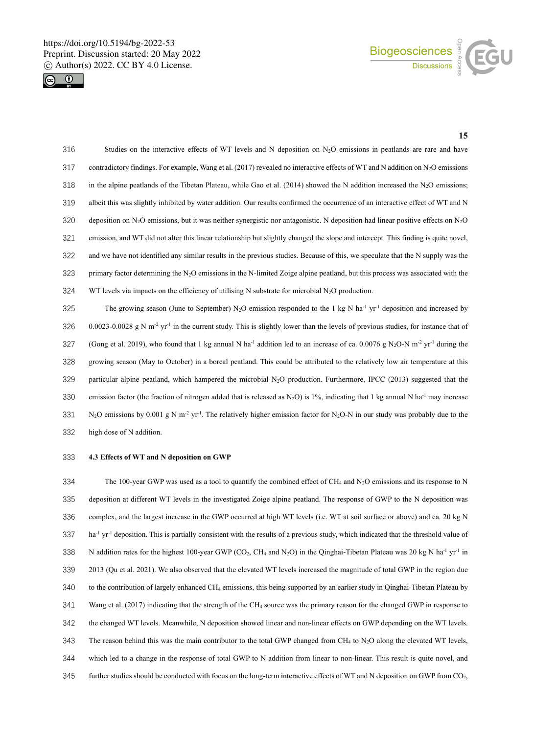Studies on the interactive effects of WT levels and N deposition on $N_2O$ emissions in peatlands are rare and have contradictory findings. For example, Wang et al. (2017) revealed no interactive effects of WT and N addition on $N_2O$ emissions in the alpine peatlands of the Tibetan Plateau, while Gao et al. (2014) showed the N addition increased the $N_2O$ emissions; albeit this was slightly inhibited by water addition. Our results confirmed the occurrence of an interactive effect of WT and N deposition on $N_2O$ emissions, but it was neither synergistic nor antagonistic. N deposition had linear positive effects on $N_2O$ emission, and WT did not alter this linear relationship but slightly changed the slope and intercept. This finding is quite novel, and we have not identified any similar results in the previous studies. Because of this, we speculate that the N supply was the primary factor determining the $N_2O$ emissions in the N-limited Zoige alpine peatland, but this process was associated with the WT levels via impacts on the efficiency of utilising N substrate for microbial $N_2O$ production.

The growing season (June to September) $N_2O$ emission responded to the 1 kg N $ha^{-1}$ $yr^{-1}$ deposition and increased by 0.0023-0.0028 g N $m^{-2}$ $yr^{-1}$ in the current study. This is slightly lower than the levels of previous studies, for instance that of (Gong et al. 2019), who found that 1 kg annual N $ha^{-1}$ addition led to an increase of ca. 0.0076 g $N_2O$-N $m^{-2}$ $yr^{-1}$ during the growing season (May to October) in a boreal peatland. This could be attributed to the relatively low air temperature at this particular alpine peatland, which hampered the microbial $N_2O$ production. Furthermore, IPCC (2013) suggested that the emission factor (the fraction of nitrogen added that is released as $N_2O$) is 1%, indicating that 1 kg annual N $ha^{-1}$ may increase $N_2O$ emissions by 0.001 g N $m^{-2}$ $yr^{-1}$. The relatively higher emission factor for $N_2O$-N in our study was probably due to the high dose of N addition.

### 4.3 Effects of WT and N deposition on GWP

The 100-year GWP was used as a tool to quantify the combined effect of $CH_4$ and $N_2O$ emissions and its response to N deposition at different WT levels in the investigated Zoige alpine peatland. The response of GWP to the N deposition was complex, and the largest increase in the GWP occurred at high WT levels (i.e. WT at soil surface or above) and ca. 20 kg N $ha^{-1}$ $yr^{-1}$ deposition. This is partially consistent with the results of a previous study, which indicated that the threshold value of N addition rates for the highest 100-year GWP ($CO_2$, $CH_4$ and $N_2O$) in the Qinghai-Tibetan Plateau was 20 kg N $ha^{-1}$ $yr^{-1}$ in 2013 (Qu et al. 2021). We also observed that the elevated WT levels increased the magnitude of total GWP in the region due to the contribution of largely enhanced $CH_4$ emissions, this being supported by an earlier study in Qinghai-Tibetan Plateau by Wang et al. (2017) indicating that the strength of the $CH_4$ source was the primary reason for the changed GWP in response to the changed WT levels. Meanwhile, N deposition showed linear and non-linear effects on GWP depending on the WT levels. The reason behind this was the main contributor to the total GWP changed from $CH_4$ to $N_2O$ along the elevated WT levels, which led to a change in the response of total GWP to N addition from linear to non-linear. This result is quite novel, and further studies should be conducted with focus on the long-term interactive effects of WT and N deposition on GWP from $CO_2$,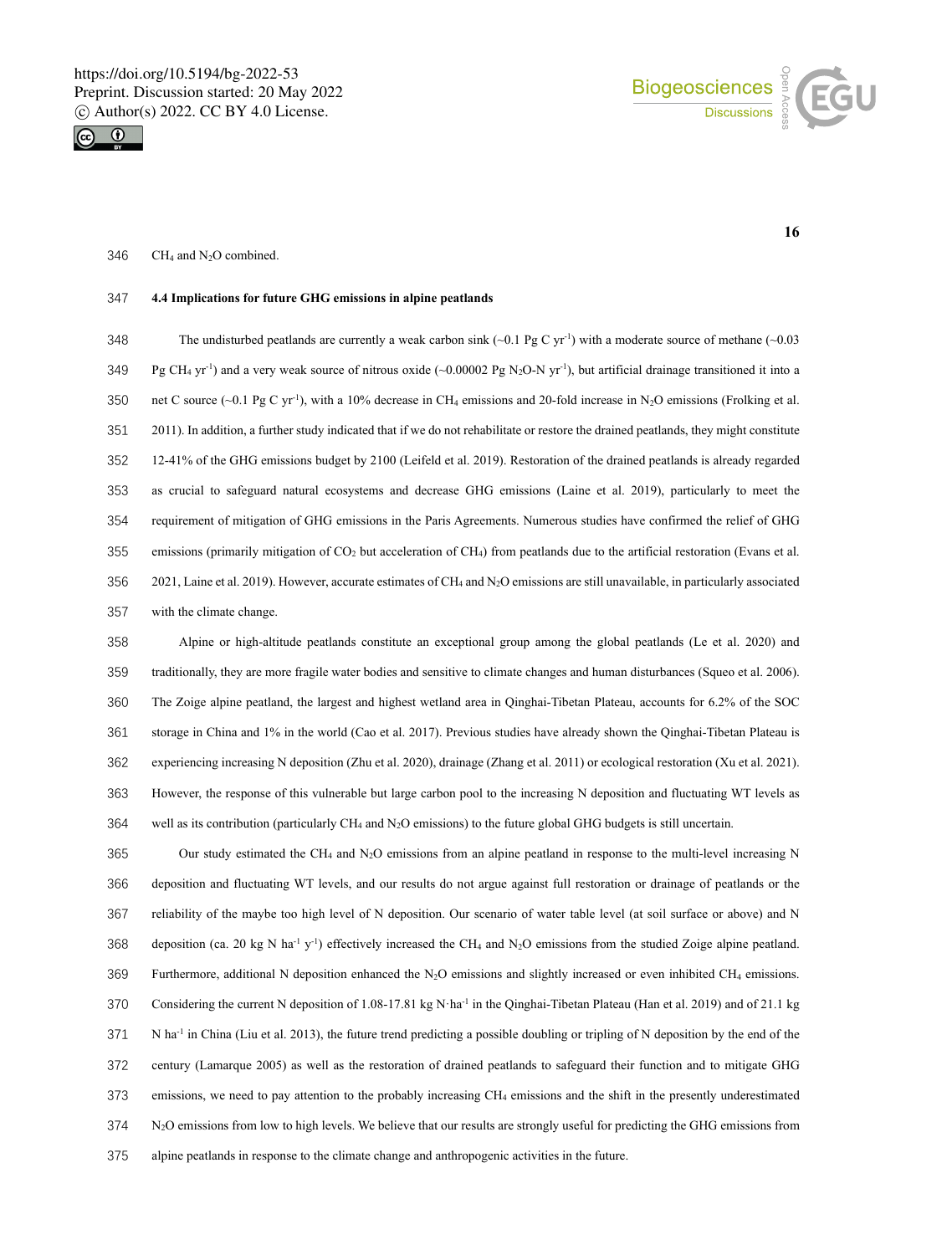$CH_4$ and $N_2O$ combined.

### 4.4 Implications for future GHG emissions in alpine peatlands

The undisturbed peatlands are currently a weak carbon sink (~0.1 Pg C yr$^{-1}$) with a moderate source of methane (~0.03 Pg $CH_4$ yr$^{-1}$) and a very weak source of nitrous oxide (~0.00002 Pg $N_2O$-N yr$^{-1}$), but artificial drainage transitioned it into a net C source (~0.1 Pg C yr$^{-1}$), with a 10% decrease in $CH_4$ emissions and 20-fold increase in $N_2O$ emissions (Frolking et al. 2011). In addition, a further study indicated that if we do not rehabilitate or restore the drained peatlands, they might constitute 12-41% of the GHG emissions budget by 2100 (Leifeld et al. 2019). Restoration of the drained peatlands is already regarded as crucial to safeguard natural ecosystems and decrease GHG emissions (Laine et al. 2019), particularly to meet the requirement of mitigation of GHG emissions in the Paris Agreements. Numerous studies have confirmed the relief of GHG emissions (primarily mitigation of $CO_2$ but acceleration of $CH_4$) from peatlands due to the artificial restoration (Evans et al. 2021, Laine et al. 2019). However, accurate estimates of $CH_4$ and $N_2O$ emissions are still unavailable, in particularly associated with the climate change.

Alpine or high-altitude peatlands constitute an exceptional group among the global peatlands (Le et al. 2020) and traditionally, they are more fragile water bodies and sensitive to climate changes and human disturbances (Squeo et al. 2006). The Zoige alpine peatland, the largest and highest wetland area in Qinghai-Tibetan Plateau, accounts for 6.2% of the SOC storage in China and 1% in the world (Cao et al. 2017). Previous studies have already shown the Qinghai-Tibetan Plateau is experiencing increasing N deposition (Zhu et al. 2020), drainage (Zhang et al. 2011) or ecological restoration (Xu et al. 2021). However, the response of this vulnerable but large carbon pool to the increasing N deposition and fluctuating WT levels as well as its contribution (particularly $CH_4$ and $N_2O$ emissions) to the future global GHG budgets is still uncertain.

Our study estimated the $CH_4$ and $N_2O$ emissions from an alpine peatland in response to the multi-level increasing N deposition and fluctuating WT levels, and our results do not argue against full restoration or drainage of peatlands or the reliability of the maybe too high level of N deposition. Our scenario of water table level (at soil surface or above) and N deposition (ca. 20 kg N ha$^{-1}$ y$^{-1}$) effectively increased the $CH_4$ and $N_2O$ emissions from the studied Zoige alpine peatland. Furthermore, additional N deposition enhanced the $N_2O$ emissions and slightly increased or even inhibited $CH_4$ emissions. Considering the current N deposition of 1.08-17.81 kg N·ha$^{-1}$ in the Qinghai-Tibetan Plateau (Han et al. 2019) and of 21.1 kg N ha$^{-1}$ in China (Liu et al. 2013), the future trend predicting a possible doubling or tripling of N deposition by the end of the century (Lamarque 2005) as well as the restoration of drained peatlands to safeguard their function and to mitigate GHG emissions, we need to pay attention to the probably increasing $CH_4$ emissions and the shift in the presently underestimated $N_2O$ emissions from low to high levels. We believe that our results are strongly useful for predicting the GHG emissions from alpine peatlands in response to the climate change and anthropogenic activities in the future.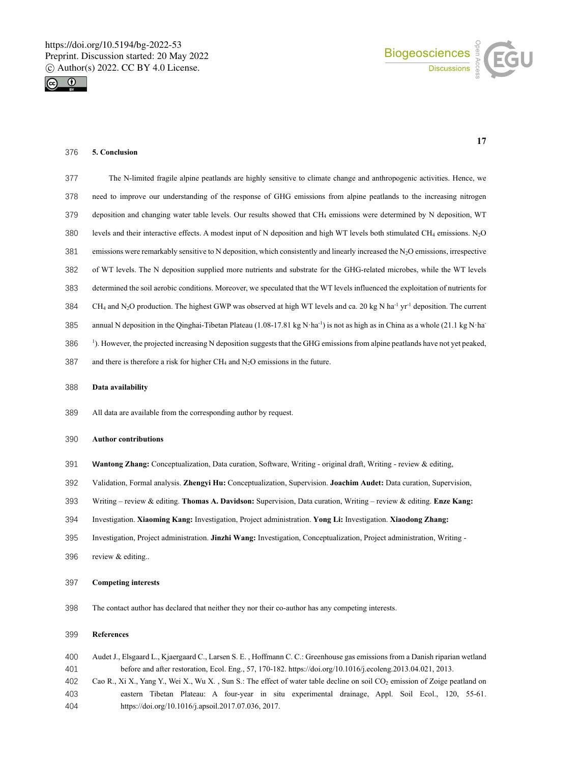## 5. Conclusion

The N-limited fragile alpine peatlands are highly sensitive to climate change and anthropogenic activities. Hence, we need to improve our understanding of the response of GHG emissions from alpine peatlands to the increasing nitrogen deposition and changing water table levels. Our results showed that $CH_4$ emissions were determined by N deposition, WT levels and their interactive effects. A modest input of N deposition and high WT levels both stimulated $CH_4$ emissions. $N_2O$ emissions were remarkably sensitive to N deposition, which consistently and linearly increased the $N_2O$ emissions, irrespective of WT levels. The N deposition supplied more nutrients and substrate for the GHG-related microbes, while the WT levels determined the soil aerobic conditions. Moreover, we speculated that the WT levels influenced the exploitation of nutrients for $CH_4$ and $N_2O$ production. The highest GWP was observed at high WT levels and ca. 20 kg N ha$^{-1}$ yr$^{-1}$ deposition. The current annual N deposition in the Qinghai-Tibetan Plateau (1.08-17.81 kg N·ha$^{-1}$) is not as high as in China as a whole (21.1 kg N·ha$^{-1}$). However, the projected increasing N deposition suggests that the GHG emissions from alpine peatlands have not yet peaked, and there is therefore a risk for higher $CH_4$ and $N_2O$ emissions in the future.

## Data availability

All data are available from the corresponding author by request.

## Author contributions

**Wantong Zhang:** Conceptualization, Data curation, Software, Writing - original draft, Writing - review & editing, Validation, Formal analysis. **Zhengyi Hu:** Conceptualization, Supervision. **Joachim Audet:** Data curation, Supervision, Writing – review & editing. **Thomas A. Davidson:** Supervision, Data curation, Writing – review & editing. **Enze Kang:** Investigation. **Xiaoming Kang:** Investigation, Project administration. **Yong Li:** Investigation. **Xiaodong Zhang:** Investigation, Project administration. **Jinzhi Wang:** Investigation, Conceptualization, Project administration, Writing - review & editing..

## Competing interests

The contact author has declared that neither they nor their co-author has any competing interests.

## References

Audet J., Elsgaard L., Kjaergaard C., Larsen S. E. , Hoffmann C. C.: Greenhouse gas emissions from a Danish riparian wetland before and after restoration, Ecol. Eng., 57, 170-182. https://doi.org/10.1016/j.ecoleng.2013.04.021, 2013.

Cao R., Xi X., Yang Y., Wei X., Wu X. , Sun S.: The effect of water table decline on soil $CO_2$ emission of Zoige peatland on eastern Tibetan Plateau: A four-year in situ experimental drainage, Appl. Soil Ecol., 120, 55-61. https://doi.org/10.1016/j.apsoil.2017.07.036, 2017.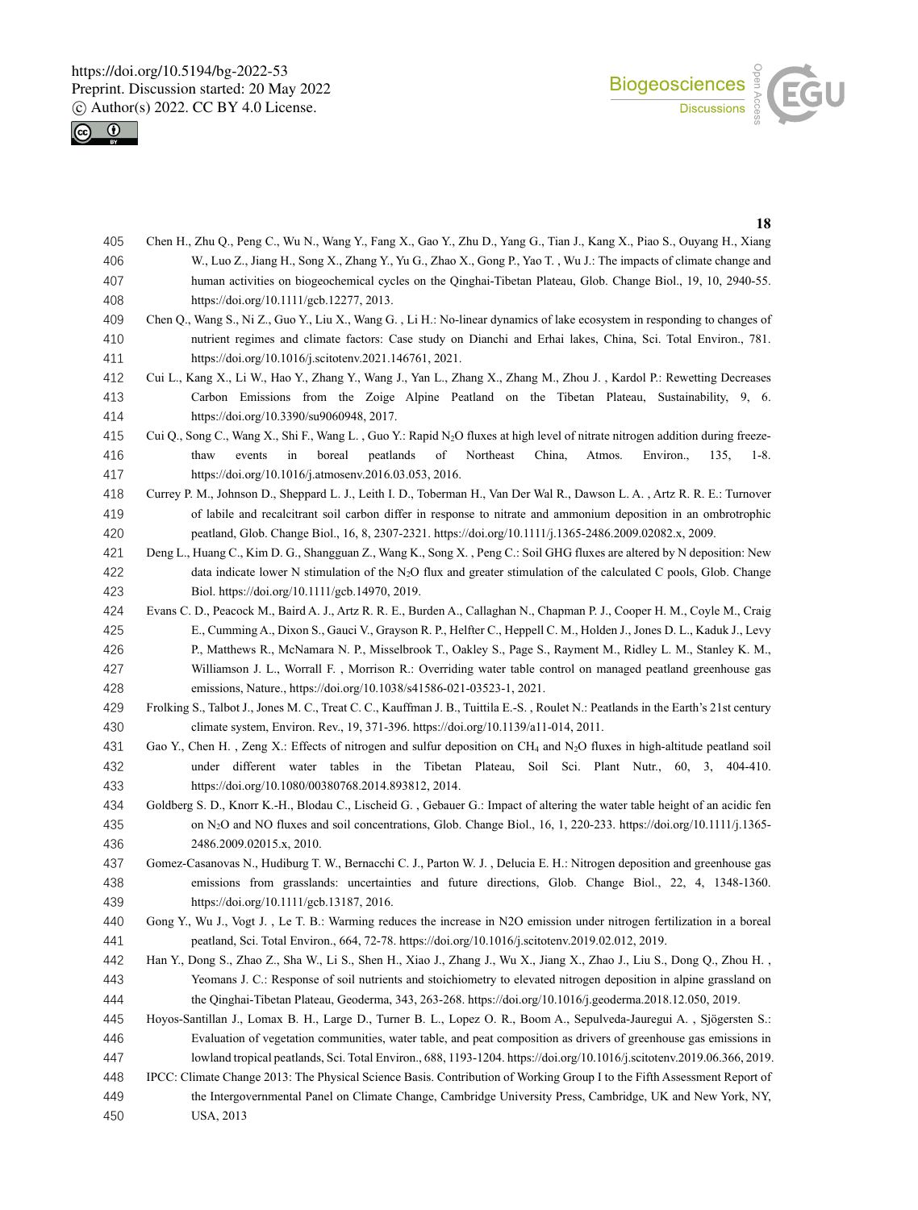Chen H., Zhu Q., Peng C., Wu N., Wang Y., Fang X., Gao Y., Zhu D., Yang G., Tian J., Kang X., Piao S., Ouyang H., Xiang W., Luo Z., Jiang H., Song X., Zhang Y., Yu G., Zhao X., Gong P., Yao T. , Wu J.: The impacts of climate change and human activities on biogeochemical cycles on the Qinghai-Tibetan Plateau, Glob. Change Biol., 19, 10, 2940-55. https://doi.org/10.1111/gcb.12277, 2013.

Chen Q., Wang S., Ni Z., Guo Y., Liu X., Wang G. , Li H.: No-linear dynamics of lake ecosystem in responding to changes of nutrient regimes and climate factors: Case study on Dianchi and Erhai lakes, China, Sci. Total Environ., 781. https://doi.org/10.1016/j.scitotenv.2021.146761, 2021.

Cui L., Kang X., Li W., Hao Y., Zhang Y., Wang J., Yan L., Zhang X., Zhang M., Zhou J. , Kardol P.: Rewetting Decreases Carbon Emissions from the Zoige Alpine Peatland on the Tibetan Plateau, Sustainability, 9, 6. https://doi.org/10.3390/su9060948, 2017.

Cui Q., Song C., Wang X., Shi F., Wang L. , Guo Y.: Rapid $N_2O$ fluxes at high level of nitrate nitrogen addition during freeze-thaw events in boreal peatlands of Northeast China, Atmos. Environ., 135, 1-8. https://doi.org/10.1016/j.atmosenv.2016.03.053, 2016.

Currey P. M., Johnson D., Sheppard L. J., Leith I. D., Toberman H., Van Der Wal R., Dawson L. A. , Artz R. R. E.: Turnover of labile and recalcitrant soil carbon differ in response to nitrate and ammonium deposition in an ombrotrophic peatland, Glob. Change Biol., 16, 8, 2307-2321. https://doi.org/10.1111/j.1365-2486.2009.02082.x, 2009.

Deng L., Huang C., Kim D. G., Shangguan Z., Wang K., Song X. , Peng C.: Soil GHG fluxes are altered by N deposition: New data indicate lower N stimulation of the $N_2O$ flux and greater stimulation of the calculated C pools, Glob. Change Biol. https://doi.org/10.1111/gcb.14970, 2019.

Evans C. D., Peacock M., Baird A. J., Artz R. R. E., Burden A., Callaghan N., Chapman P. J., Cooper H. M., Coyle M., Craig E., Cumming A., Dixon S., Gauci V., Grayson R. P., Helfter C., Heppell C. M., Holden J., Jones D. L., Kaduk J., Levy P., Matthews R., McNamara N. P., Misselbrook T., Oakley S., Page S., Rayment M., Ridley L. M., Stanley K. M., Williamson J. L., Worrall F. , Morrison R.: Overriding water table control on managed peatland greenhouse gas emissions, Nature., https://doi.org/10.1038/s41586-021-03523-1, 2021.

Frolking S., Talbot J., Jones M. C., Treat C. C., Kauffman J. B., Tuittila E.-S. , Roulet N.: Peatlands in the Earth's 21st century climate system, Environ. Rev., 19, 371-396. https://doi.org/10.1139/a11-014, 2011.

Gao Y., Chen H. , Zeng X.: Effects of nitrogen and sulfur deposition on $CH_4$ and $N_2O$ fluxes in high-altitude peatland soil under different water tables in the Tibetan Plateau, Soil Sci. Plant Nutr., 60, 3, 404-410. https://doi.org/10.1080/00380768.2014.893812, 2014.

Goldberg S. D., Knorr K.-H., Blodau C., Lischeid G. , Gebauer G.: Impact of altering the water table height of an acidic fen on $N_2O$ and NO fluxes and soil concentrations, Glob. Change Biol., 16, 1, 220-233. https://doi.org/10.1111/j.1365-2486.2009.02015.x, 2010.

Gomez-Casanovas N., Hudiburg T. W., Bernacchi C. J., Parton W. J. , Delucia E. H.: Nitrogen deposition and greenhouse gas emissions from grasslands: uncertainties and future directions, Glob. Change Biol., 22, 4, 1348-1360. https://doi.org/10.1111/gcb.13187, 2016.

Gong Y., Wu J., Vogt J. , Le T. B.: Warming reduces the increase in N2O emission under nitrogen fertilization in a boreal peatland, Sci. Total Environ., 664, 72-78. https://doi.org/10.1016/j.scitotenv.2019.02.012, 2019.

Han Y., Dong S., Zhao Z., Sha W., Li S., Shen H., Xiao J., Zhang J., Wu X., Jiang X., Zhao J., Liu S., Dong Q., Zhou H. , Yeomans J. C.: Response of soil nutrients and stoichiometry to elevated nitrogen deposition in alpine grassland on the Qinghai-Tibetan Plateau, Geoderma, 343, 263-268. https://doi.org/10.1016/j.geoderma.2018.12.050, 2019.

Hoyos-Santillan J., Lomax B. H., Large D., Turner B. L., Lopez O. R., Boom A., Sepulveda-Jauregui A. , Sjögersten S.: Evaluation of vegetation communities, water table, and peat composition as drivers of greenhouse gas emissions in lowland tropical peatlands, Sci. Total Environ., 688, 1193-1204. https://doi.org/10.1016/j.scitotenv.2019.06.366, 2019.

IPCC: Climate Change 2013: The Physical Science Basis. Contribution of Working Group I to the Fifth Assessment Report of the Intergovernmental Panel on Climate Change, Cambridge University Press, Cambridge, UK and New York, NY, USA, 2013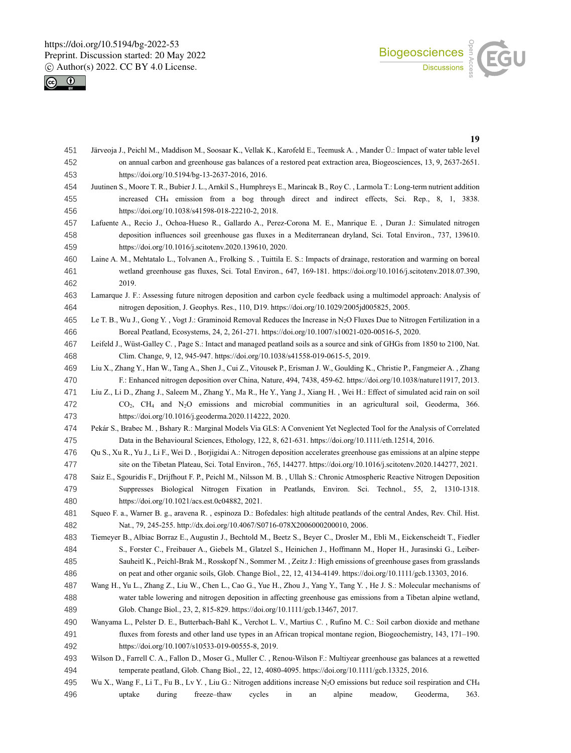Järveoja J., Peichl M., Maddison M., Soosaar K., Vellak K., Karofeld E., Teemusk A. , Mander Ü.: Impact of water table level on annual carbon and greenhouse gas balances of a restored peat extraction area, Biogeosciences, 13, 9, 2637-2651. https://doi.org/10.5194/bg-13-2637-2016, 2016.

Juutinen S., Moore T. R., Bubier J. L., Arnkil S., Humphreys E., Marincak B., Roy C. , Larmola T.: Long-term nutrient addition increased $CH_4$ emission from a bog through direct and indirect effects, Sci. Rep., 8, 1, 3838. https://doi.org/10.1038/s41598-018-22210-2, 2018.

Lafuente A., Recio J., Ochoa-Hueso R., Gallardo A., Perez-Corona M. E., Manrique E. , Duran J.: Simulated nitrogen deposition influences soil greenhouse gas fluxes in a Mediterranean dryland, Sci. Total Environ., 737, 139610. https://doi.org/10.1016/j.scitotenv.2020.139610, 2020.

Laine A. M., Mehtatalo L., Tolvanen A., Frolking S. , Tuittila E. S.: Impacts of drainage, restoration and warming on boreal wetland greenhouse gas fluxes, Sci. Total Environ., 647, 169-181. https://doi.org/10.1016/j.scitotenv.2018.07.390, 2019.

Lamarque J. F.: Assessing future nitrogen deposition and carbon cycle feedback using a multimodel approach: Analysis of nitrogen deposition, J. Geophys. Res., 110, D19. https://doi.org/10.1029/2005jd005825, 2005.

Le T. B., Wu J., Gong Y. , Vogt J.: Graminoid Removal Reduces the Increase in $N_2O$ Fluxes Due to Nitrogen Fertilization in a Boreal Peatland, Ecosystems, 24, 2, 261-271. https://doi.org/10.1007/s10021-020-00516-5, 2020.

Leifeld J., Wüst-Galley C. , Page S.: Intact and managed peatland soils as a source and sink of GHGs from 1850 to 2100, Nat. Clim. Change, 9, 12, 945-947. https://doi.org/10.1038/s41558-019-0615-5, 2019.

Liu X., Zhang Y., Han W., Tang A., Shen J., Cui Z., Vitousek P., Erisman J. W., Goulding K., Christie P., Fangmeier A. , Zhang F.: Enhanced nitrogen deposition over China, Nature, 494, 7438, 459-62. https://doi.org/10.1038/nature11917, 2013.

Liu Z., Li D., Zhang J., Saleem M., Zhang Y., Ma R., He Y., Yang J., Xiang H. , Wei H.: Effect of simulated acid rain on soil $CO_2$, $CH_4$ and $N_2O$ emissions and microbial communities in an agricultural soil, Geoderma, 366. https://doi.org/10.1016/j.geoderma.2020.114222, 2020.

Pekár S., Brabec M. , Bshary R.: Marginal Models Via GLS: A Convenient Yet Neglected Tool for the Analysis of Correlated Data in the Behavioural Sciences, Ethology, 122, 8, 621-631. https://doi.org/10.1111/eth.12514, 2016.

Qu S., Xu R., Yu J., Li F., Wei D. , Borjigidai A.: Nitrogen deposition accelerates greenhouse gas emissions at an alpine steppe site on the Tibetan Plateau, Sci. Total Environ., 765, 144277. https://doi.org/10.1016/j.scitotenv.2020.144277, 2021.

Saiz E., Sgouridis F., Drijfhout F. P., Peichl M., Nilsson M. B. , Ullah S.: Chronic Atmospheric Reactive Nitrogen Deposition Suppresses Biological Nitrogen Fixation in Peatlands, Environ. Sci. Technol., 55, 2, 1310-1318. https://doi.org/10.1021/acs.est.0c04882, 2021.

Squeo F. a., Warner B. g., aravena R. , espinoza D.: Bofedales: high altitude peatlands of the central Andes, Rev. Chil. Hist. Nat., 79, 245-255. http://dx.doi.org/10.4067/S0716-078X2006000200010, 2006.

Tiemeyer B., Albiac Borraz E., Augustin J., Bechtold M., Beetz S., Beyer C., Drosler M., Ebli M., Eickenscheidt T., Fiedler S., Forster C., Freibauer A., Giebels M., Glatzel S., Heinichen J., Hoffmann M., Hoper H., Jurasinski G., Leiber-Sauheitl K., Peichl-Brak M., Rosskopf N., Sommer M. , Zeitz J.: High emissions of greenhouse gases from grasslands on peat and other organic soils, Glob. Change Biol., 22, 12, 4134-4149. https://doi.org/10.1111/gcb.13303, 2016.

Wang H., Yu L., Zhang Z., Liu W., Chen L., Cao G., Yue H., Zhou J., Yang Y., Tang Y. , He J. S.: Molecular mechanisms of water table lowering and nitrogen deposition in affecting greenhouse gas emissions from a Tibetan alpine wetland, Glob. Change Biol., 23, 2, 815-829. https://doi.org/10.1111/gcb.13467, 2017.

Wanyama L., Pelster D. E., Butterbach-Bahl K., Verchot L. V., Martius C. , Rufino M. C.: Soil carbon dioxide and methane fluxes from forests and other land use types in an African tropical montane region, Biogeochemistry, 143, 171–190. https://doi.org/10.1007/s10533-019-00555-8, 2019.

Wilson D., Farrell C. A., Fallon D., Moser G., Muller C. , Renou-Wilson F.: Multiyear greenhouse gas balances at a rewetted temperate peatland, Glob. Chang Biol., 22, 12, 4080-4095. https://doi.org/10.1111/gcb.13325, 2016.

Wu X., Wang F., Li T., Fu B., Lv Y. , Liu G.: Nitrogen additions increase $N_2O$ emissions but reduce soil respiration and $CH_4$ uptake during freeze–thaw cycles in an alpine meadow, Geoderma, 363.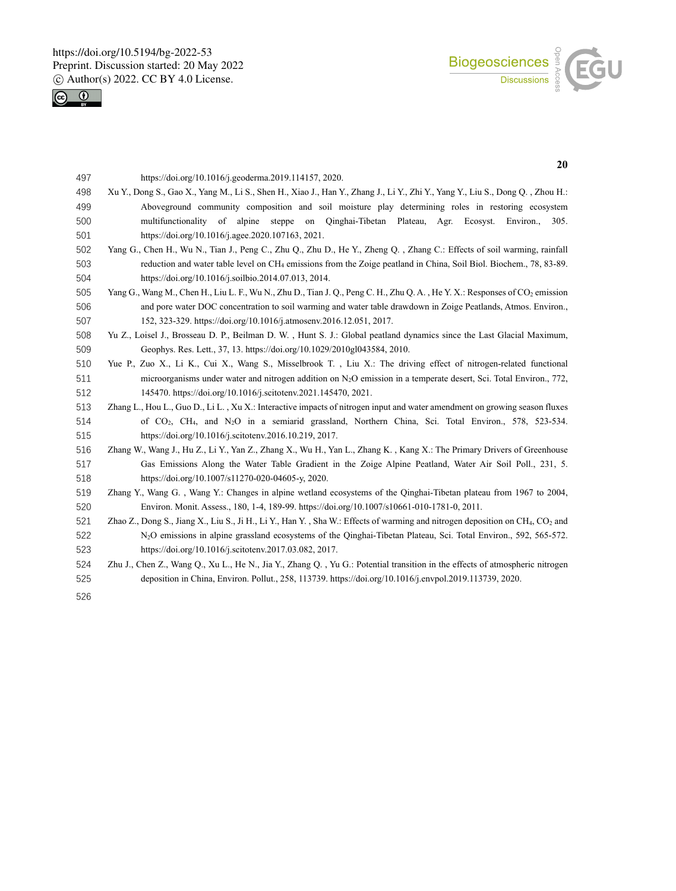https://doi.org/10.1016/j.geoderma.2019.114157, 2020.

Xu Y., Dong S., Gao X., Yang M., Li S., Shen H., Xiao J., Han Y., Zhang J., Li Y., Zhi Y., Yang Y., Liu S., Dong Q. , Zhou H.: Aboveground community composition and soil moisture play determining roles in restoring ecosystem multifunctionality of alpine steppe on Qinghai-Tibetan Plateau, Agr. Ecosyst. Environ., 305. https://doi.org/10.1016/j.agee.2020.107163, 2021.

Yang G., Chen H., Wu N., Tian J., Peng C., Zhu Q., Zhu D., He Y., Zheng Q. , Zhang C.: Effects of soil warming, rainfall reduction and water table level on $CH_4$ emissions from the Zoige peatland in China, Soil Biol. Biochem., 78, 83-89. https://doi.org/10.1016/j.soilbio.2014.07.013, 2014.

Yang G., Wang M., Chen H., Liu L. F., Wu N., Zhu D., Tian J. Q., Peng C. H., Zhu Q. A. , He Y. X.: Responses of $CO_2$ emission and pore water DOC concentration to soil warming and water table drawdown in Zoige Peatlands, Atmos. Environ., 152, 323-329. https://doi.org/10.1016/j.atmosenv.2016.12.051, 2017.

Yu Z., Loisel J., Brosseau D. P., Beilman D. W. , Hunt S. J.: Global peatland dynamics since the Last Glacial Maximum, Geophys. Res. Lett., 37, 13. https://doi.org/10.1029/2010gl043584, 2010.

Yue P., Zuo X., Li K., Cui X., Wang S., Misselbrook T. , Liu X.: The driving effect of nitrogen-related functional microorganisms under water and nitrogen addition on $N_2O$ emission in a temperate desert, Sci. Total Environ., 772, 145470. https://doi.org/10.1016/j.scitotenv.2021.145470, 2021.

Zhang L., Hou L., Guo D., Li L. , Xu X.: Interactive impacts of nitrogen input and water amendment on growing season fluxes of $CO_2$, $CH_4$, and $N_2O$ in a semiarid grassland, Northern China, Sci. Total Environ., 578, 523-534. https://doi.org/10.1016/j.scitotenv.2016.10.219, 2017.

Zhang W., Wang J., Hu Z., Li Y., Yan Z., Zhang X., Wu H., Yan L., Zhang K. , Kang X.: The Primary Drivers of Greenhouse Gas Emissions Along the Water Table Gradient in the Zoige Alpine Peatland, Water Air Soil Poll., 231, 5. https://doi.org/10.1007/s11270-020-04605-y, 2020.

Zhang Y., Wang G. , Wang Y.: Changes in alpine wetland ecosystems of the Qinghai-Tibetan plateau from 1967 to 2004, Environ. Monit. Assess., 180, 1-4, 189-99. https://doi.org/10.1007/s10661-010-1781-0, 2011.

Zhao Z., Dong S., Jiang X., Liu S., Ji H., Li Y., Han Y. , Sha W.: Effects of warming and nitrogen deposition on $CH_4$, $CO_2$ and $N_2O$ emissions in alpine grassland ecosystems of the Qinghai-Tibetan Plateau, Sci. Total Environ., 592, 565-572. https://doi.org/10.1016/j.scitotenv.2017.03.082, 2017.

Zhu J., Chen Z., Wang Q., Xu L., He N., Jia Y., Zhang Q. , Yu G.: Potential transition in the effects of atmospheric nitrogen deposition in China, Environ. Pollut., 258, 113739. https://doi.org/10.1016/j.envpol.2019.113739, 2020.